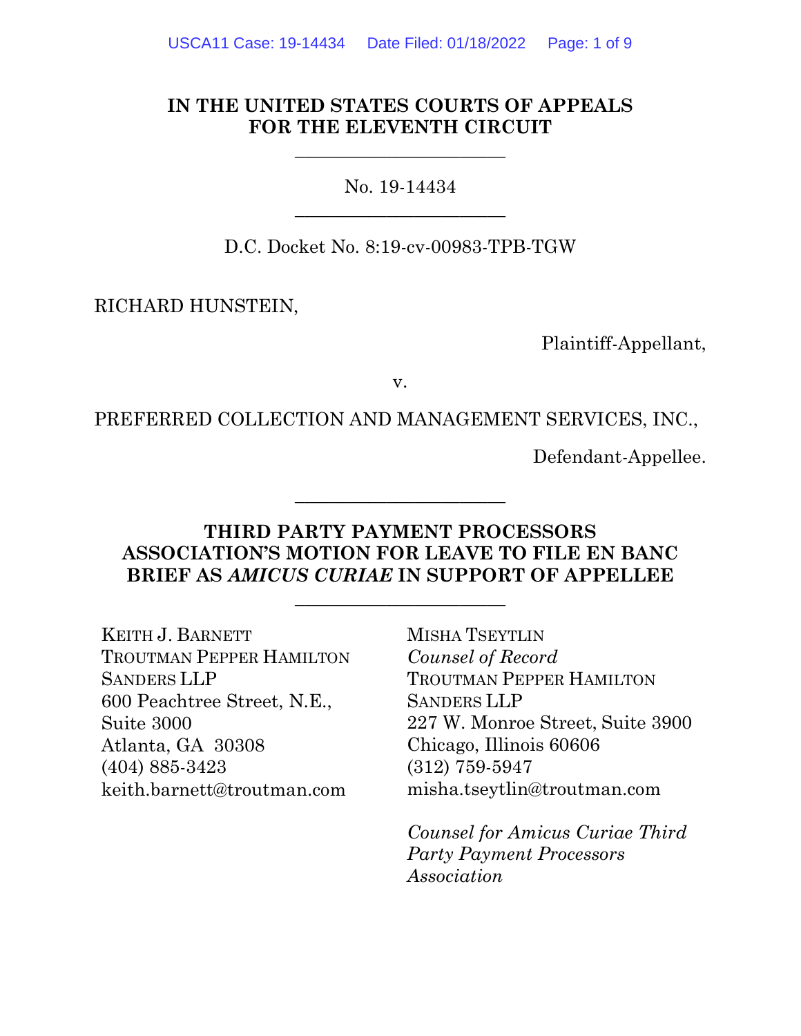**IN THE UNITED STATES COURTS OF APPEALS**
**FOR THE ELEVENTH CIRCUIT**

---

No. 19-14434

---

D.C. Docket No. 8:19-cv-00983-TPB-TGW

RICHARD HUNSTEIN,

Plaintiff-Appellant,

v.

PREFERRED COLLECTION AND MANAGEMENT SERVICES, INC.,

Defendant-Appellee.

---

**THIRD PARTY PAYMENT PROCESSORS ASSOCIATION'S MOTION FOR LEAVE TO FILE EN BANC BRIEF AS *AMICUS CURIAE* IN SUPPORT OF APPELLEE**

---

KEITH J. BARNETT
TROUTMAN PEPPER HAMILTON SANDERS LLP
600 Peachtree Street, N.E., Suite 3000
Atlanta, GA 30308
(404) 885-3423
keith.barnett@troutman.com

MISHA TSEYTLIN
*Counsel of Record*
TROUTMAN PEPPER HAMILTON SANDERS LLP
227 W. Monroe Street, Suite 3900
Chicago, Illinois 60606
(312) 759-5947
misha.tseytlin@troutman.com

*Counsel for Amicus Curiae Third Party Payment Processors Association*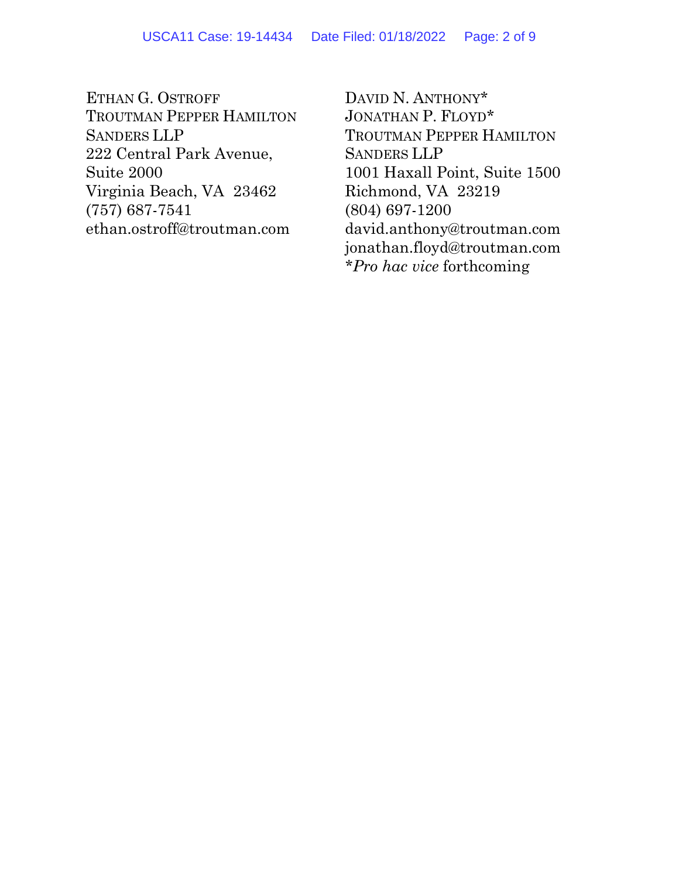ETHAN G. OSTROFF
TROUTMAN PEPPER HAMILTON
SANDERS LLP
222 Central Park Avenue,
Suite 2000
Virginia Beach, VA 23462
(757) 687-7541
ethan.ostroff@troutman.com

DAVID N. ANTHONY*
JONATHAN P. FLOYD*
TROUTMAN PEPPER HAMILTON
SANDERS LLP
1001 Haxall Point, Suite 1500
Richmond, VA 23219
(804) 697-1200
david.anthony@troutman.com
jonathan.floyd@troutman.com
**Pro hac vice* forthcoming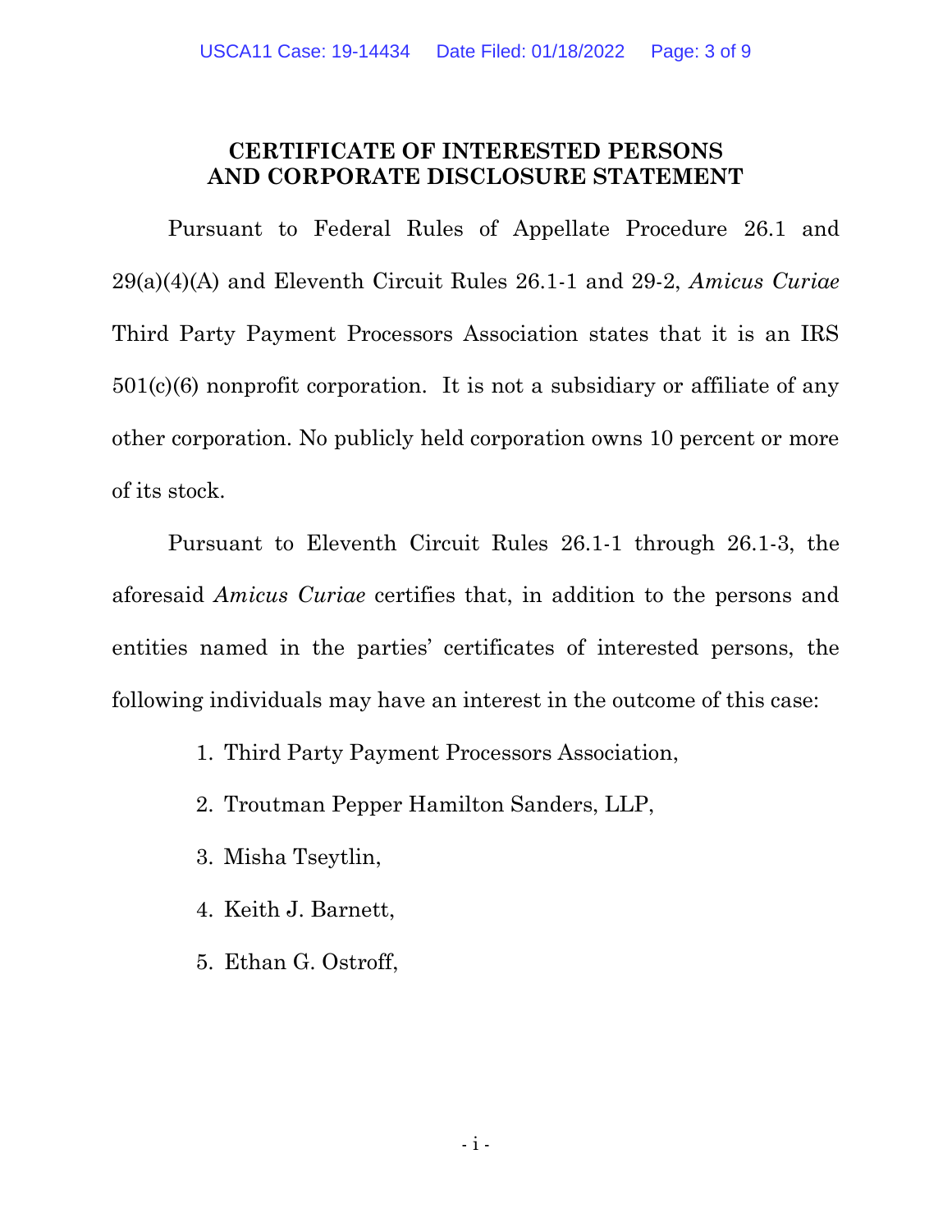## CERTIFICATE OF INTERESTED PERSONS AND CORPORATE DISCLOSURE STATEMENT

Pursuant to Federal Rules of Appellate Procedure 26.1 and 29(a)(4)(A) and Eleventh Circuit Rules 26.1-1 and 29-2, *Amicus Curiae* Third Party Payment Processors Association states that it is an IRS 501(c)(6) nonprofit corporation. It is not a subsidiary or affiliate of any other corporation. No publicly held corporation owns 10 percent or more of its stock.

Pursuant to Eleventh Circuit Rules 26.1-1 through 26.1-3, the aforesaid *Amicus Curiae* certifies that, in addition to the persons and entities named in the parties' certificates of interested persons, the following individuals may have an interest in the outcome of this case:

1. Third Party Payment Processors Association,
2. Troutman Pepper Hamilton Sanders, LLP,
3. Misha Tseytlin,
4. Keith J. Barnett,
5. Ethan G. Ostroff,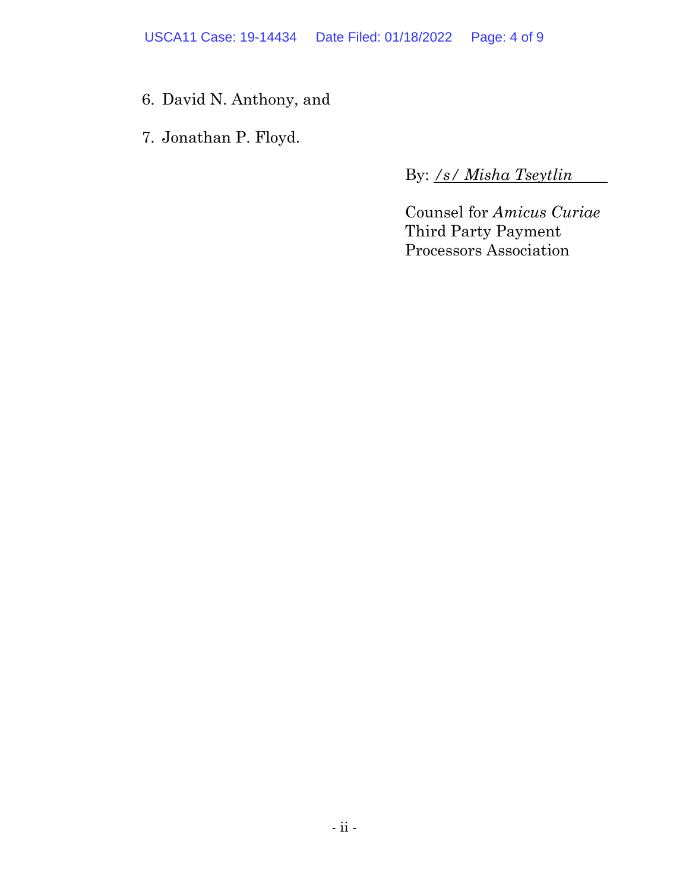6. David N. Anthony, and

7. Jonathan P. Floyd.

By: */s/ Misha Tseytlin*

Counsel for *Amicus Curiae*
Third Party Payment
Processors Association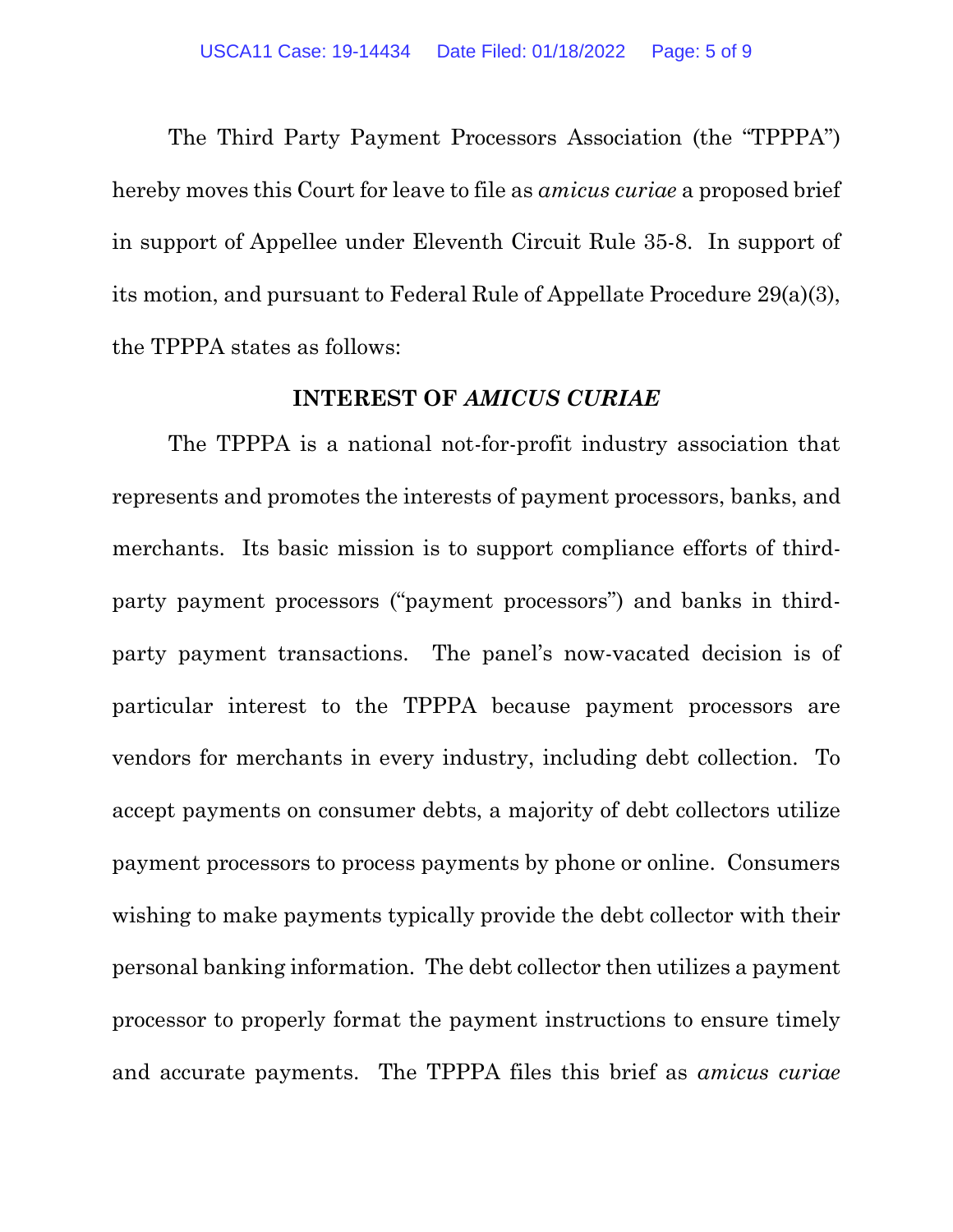The Third Party Payment Processors Association (the "TPPPA") hereby moves this Court for leave to file as *amicus curiae* a proposed brief in support of Appellee under Eleventh Circuit Rule 35-8. In support of its motion, and pursuant to Federal Rule of Appellate Procedure 29(a)(3), the TPPPA states as follows:

## INTEREST OF *AMICUS CURIAE*

The TPPPA is a national not-for-profit industry association that represents and promotes the interests of payment processors, banks, and merchants. Its basic mission is to support compliance efforts of third-party payment processors ("payment processors") and banks in third-party payment transactions. The panel's now-vacated decision is of particular interest to the TPPPA because payment processors are vendors for merchants in every industry, including debt collection. To accept payments on consumer debts, a majority of debt collectors utilize payment processors to process payments by phone or online. Consumers wishing to make payments typically provide the debt collector with their personal banking information. The debt collector then utilizes a payment processor to properly format the payment instructions to ensure timely and accurate payments. The TPPPA files this brief as *amicus curiae*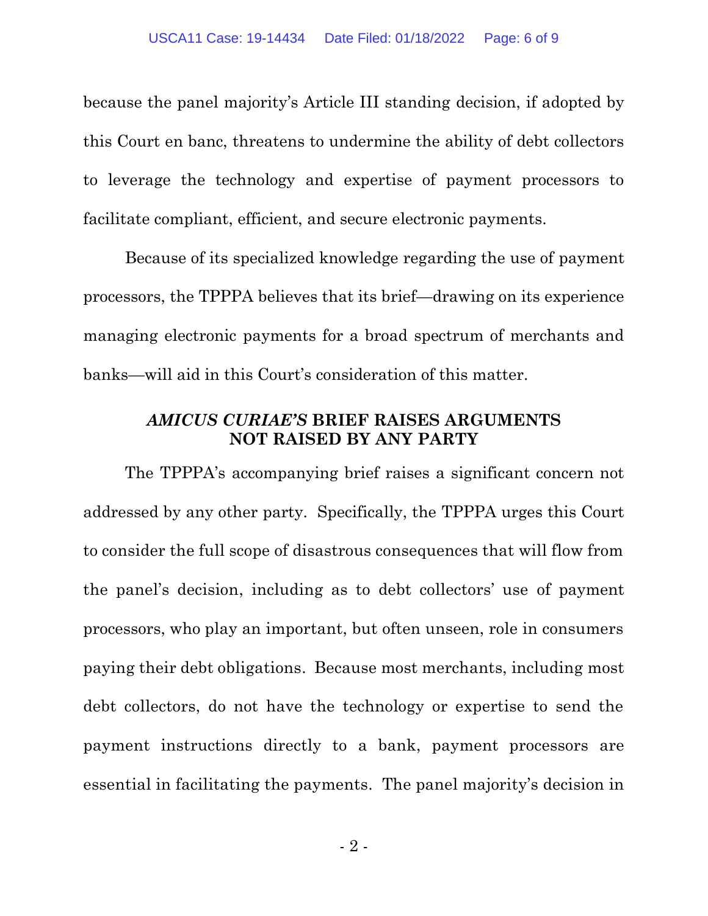because the panel majority's Article III standing decision, if adopted by this Court en banc, threatens to undermine the ability of debt collectors to leverage the technology and expertise of payment processors to facilitate compliant, efficient, and secure electronic payments.

Because of its specialized knowledge regarding the use of payment processors, the TPPPA believes that its brief—drawing on its experience managing electronic payments for a broad spectrum of merchants and banks—will aid in this Court's consideration of this matter.

## *AMICUS CURIAE'S* BRIEF RAISES ARGUMENTS NOT RAISED BY ANY PARTY

The TPPPA's accompanying brief raises a significant concern not addressed by any other party. Specifically, the TPPPA urges this Court to consider the full scope of disastrous consequences that will flow from the panel's decision, including as to debt collectors' use of payment processors, who play an important, but often unseen, role in consumers paying their debt obligations. Because most merchants, including most debt collectors, do not have the technology or expertise to send the payment instructions directly to a bank, payment processors are essential in facilitating the payments. The panel majority's decision in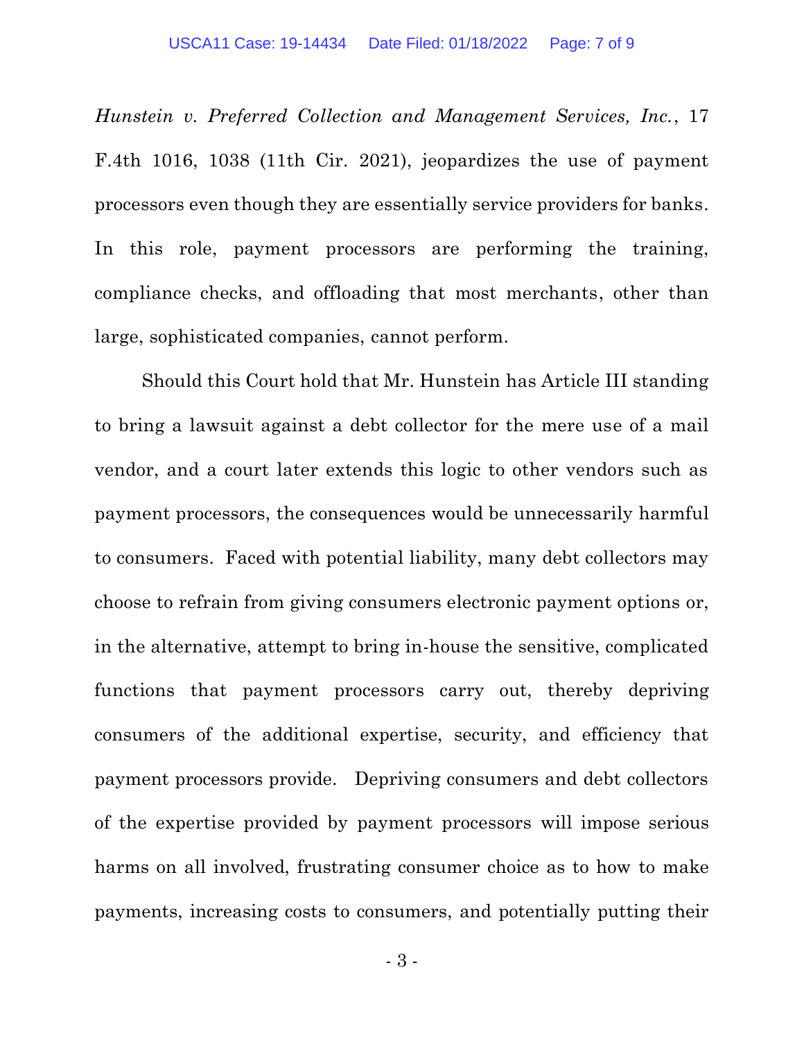*Hunstein v. Preferred Collection and Management Services, Inc.*, 17 F.4th 1016, 1038 (11th Cir. 2021), jeopardizes the use of payment processors even though they are essentially service providers for banks. In this role, payment processors are performing the training, compliance checks, and offloading that most merchants, other than large, sophisticated companies, cannot perform.

Should this Court hold that Mr. Hunstein has Article III standing to bring a lawsuit against a debt collector for the mere use of a mail vendor, and a court later extends this logic to other vendors such as payment processors, the consequences would be unnecessarily harmful to consumers. Faced with potential liability, many debt collectors may choose to refrain from giving consumers electronic payment options or, in the alternative, attempt to bring in-house the sensitive, complicated functions that payment processors carry out, thereby depriving consumers of the additional expertise, security, and efficiency that payment processors provide. Depriving consumers and debt collectors of the expertise provided by payment processors will impose serious harms on all involved, frustrating consumer choice as to how to make payments, increasing costs to consumers, and potentially putting their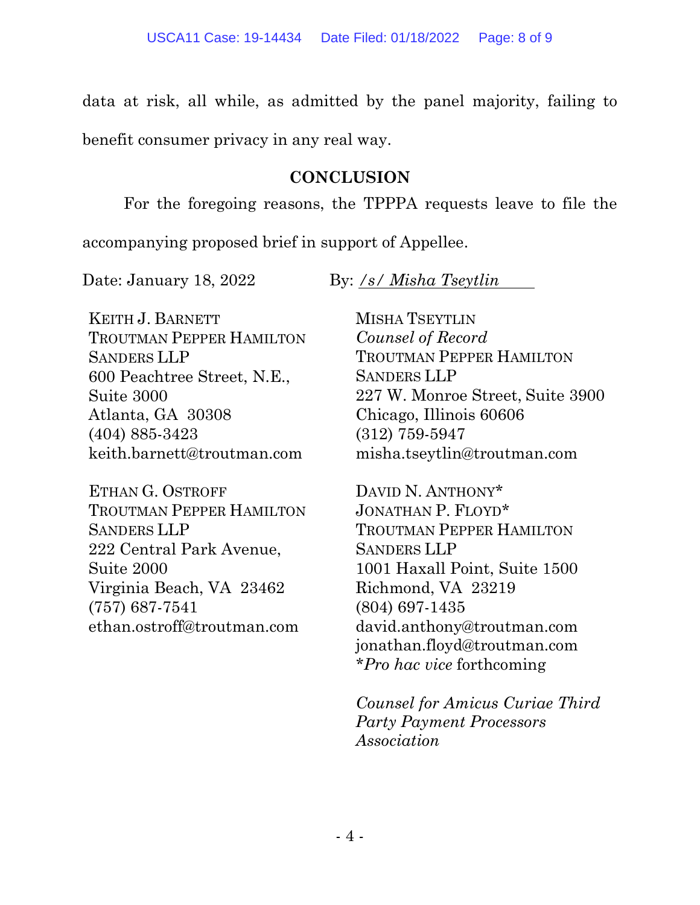data at risk, all while, as admitted by the panel majority, failing to benefit consumer privacy in any real way.

## CONCLUSION

For the foregoing reasons, the TPPPA requests leave to file the accompanying proposed brief in support of Appellee.

Date: January 18, 2022

By: /s/ *Misha Tseytlin*

KEITH J. BARNETT
TROUTMAN PEPPER HAMILTON SANDERS LLP
600 Peachtree Street, N.E., Suite 3000
Atlanta, GA 30308
(404) 885-3423
keith.barnett@troutman.com

ETHAN G. OSTROFF
TROUTMAN PEPPER HAMILTON SANDERS LLP
222 Central Park Avenue, Suite 2000
Virginia Beach, VA 23462
(757) 687-7541
ethan.ostroff@troutman.com

MISHA TSEYTLIN
*Counsel of Record*
TROUTMAN PEPPER HAMILTON SANDERS LLP
227 W. Monroe Street, Suite 3900
Chicago, Illinois 60606
(312) 759-5947
misha.tseytlin@troutman.com

DAVID N. ANTHONY*
JONATHAN P. FLOYD*
TROUTMAN PEPPER HAMILTON SANDERS LLP
1001 Haxall Point, Suite 1500
Richmond, VA 23219
(804) 697-1435
david.anthony@troutman.com
jonathan.floyd@troutman.com
**Pro hac vice* forthcoming

*Counsel for Amicus Curiae Third Party Payment Processors Association*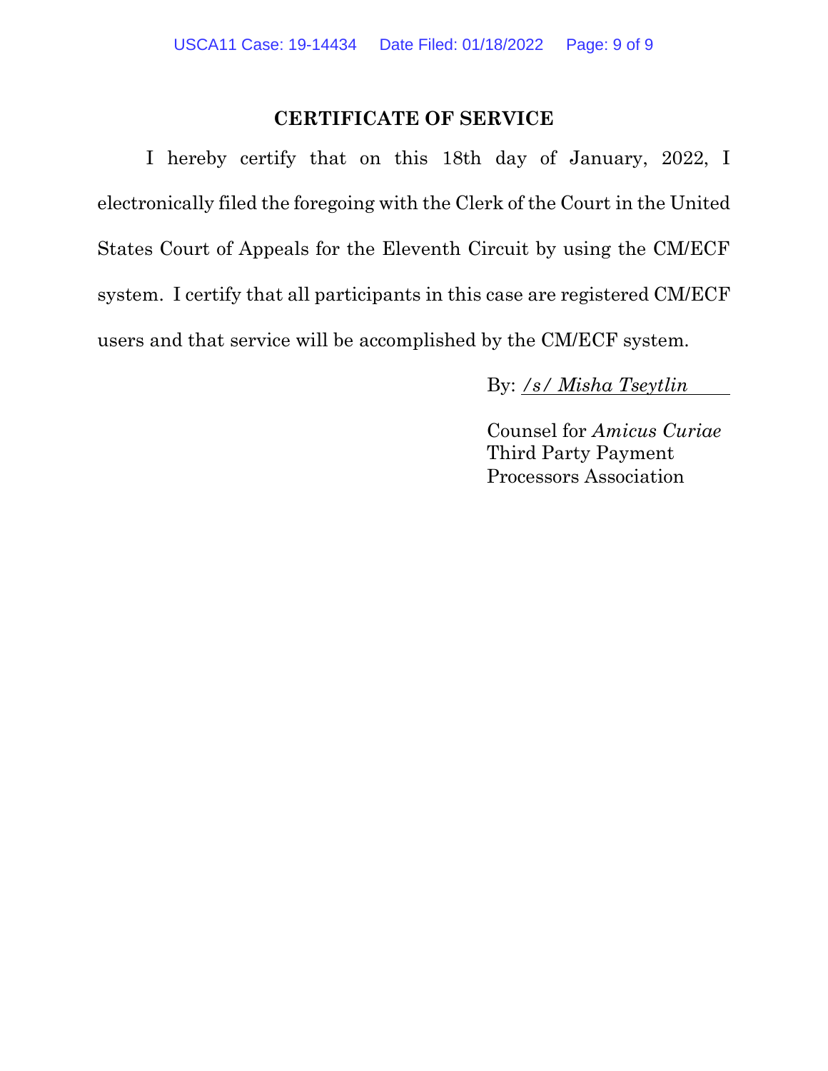## CERTIFICATE OF SERVICE

I hereby certify that on this 18th day of January, 2022, I electronically filed the foregoing with the Clerk of the Court in the United States Court of Appeals for the Eleventh Circuit by using the CM/ECF system. I certify that all participants in this case are registered CM/ECF users and that service will be accomplished by the CM/ECF system.

By: */s/ Misha Tseytlin*

Counsel for *Amicus Curiae*
Third Party Payment
Processors Association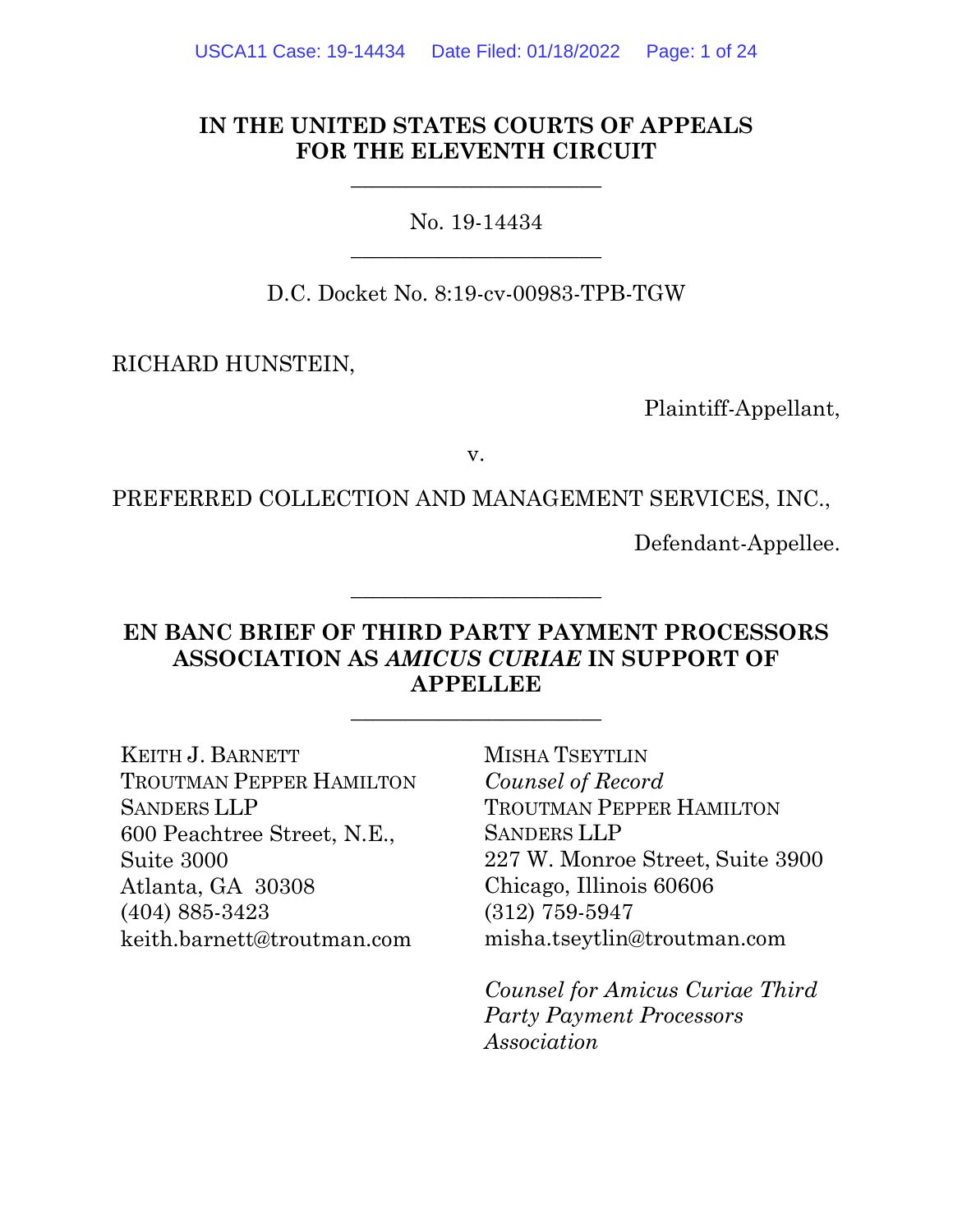**IN THE UNITED STATES COURTS OF APPEALS FOR THE ELEVENTH CIRCUIT**

\_\_\_\_\_\_\_\_\_\_\_\_\_\_\_\_\_\_\_\_\_\_\_\_

No. 19-14434

\_\_\_\_\_\_\_\_\_\_\_\_\_\_\_\_\_\_\_\_\_\_\_\_

D.C. Docket No. 8:19-cv-00983-TPB-TGW

RICHARD HUNSTEIN,

Plaintiff-Appellant,

v.

PREFERRED COLLECTION AND MANAGEMENT SERVICES, INC.,

Defendant-Appellee.

\_\_\_\_\_\_\_\_\_\_\_\_\_\_\_\_\_\_\_\_\_\_\_\_

**EN BANC BRIEF OF THIRD PARTY PAYMENT PROCESSORS ASSOCIATION AS *AMICUS CURIAE* IN SUPPORT OF APPELLEE**

\_\_\_\_\_\_\_\_\_\_\_\_\_\_\_\_\_\_\_\_\_\_\_\_

KEITH J. BARNETT
TROUTMAN PEPPER HAMILTON SANDERS LLP
600 Peachtree Street, N.E., Suite 3000
Atlanta, GA 30308
(404) 885-3423
keith.barnett@troutman.com

MISHA TSEYTLIN
*Counsel of Record*
TROUTMAN PEPPER HAMILTON SANDERS LLP
227 W. Monroe Street, Suite 3900
Chicago, Illinois 60606
(312) 759-5947
misha.tseytlin@troutman.com

*Counsel for Amicus Curiae Third Party Payment Processors Association*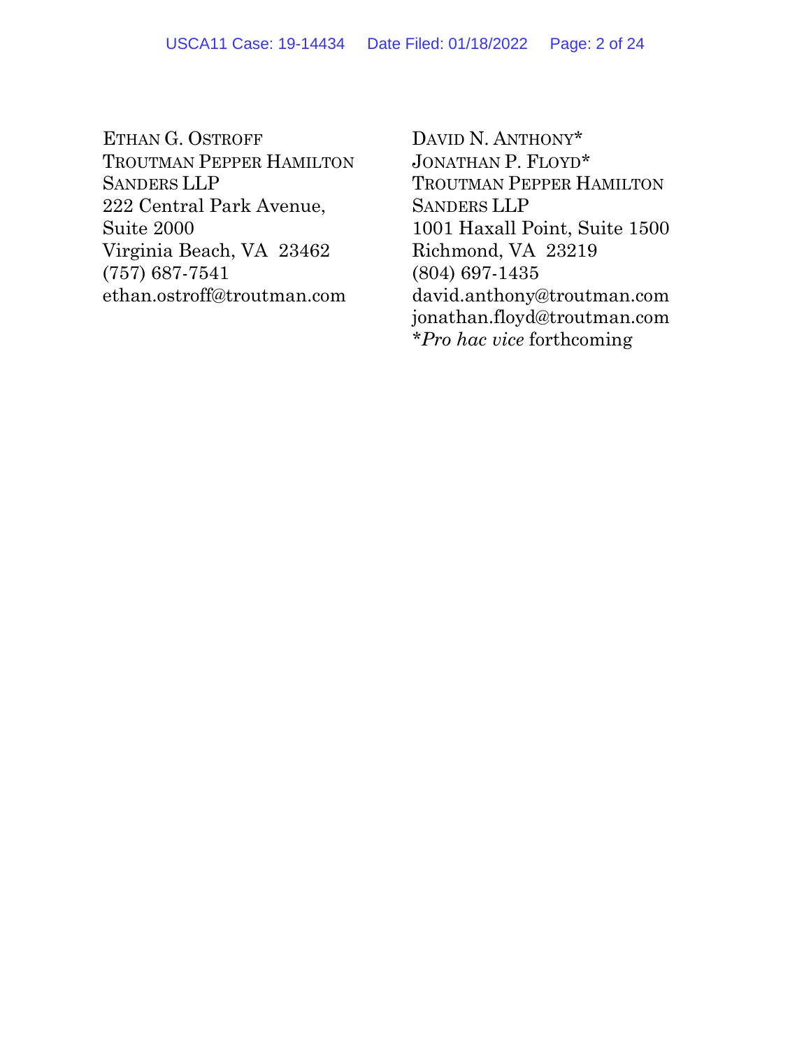ETHAN G. OSTROFF
TROUTMAN PEPPER HAMILTON SANDERS LLP
222 Central Park Avenue, Suite 2000
Virginia Beach, VA 23462
(757) 687-7541
ethan.ostroff@troutman.com

DAVID N. ANTHONY*
JONATHAN P. FLOYD*
TROUTMAN PEPPER HAMILTON SANDERS LLP
1001 Haxall Point, Suite 1500
Richmond, VA 23219
(804) 697-1435
david.anthony@troutman.com
jonathan.floyd@troutman.com
**Pro hac vice* forthcoming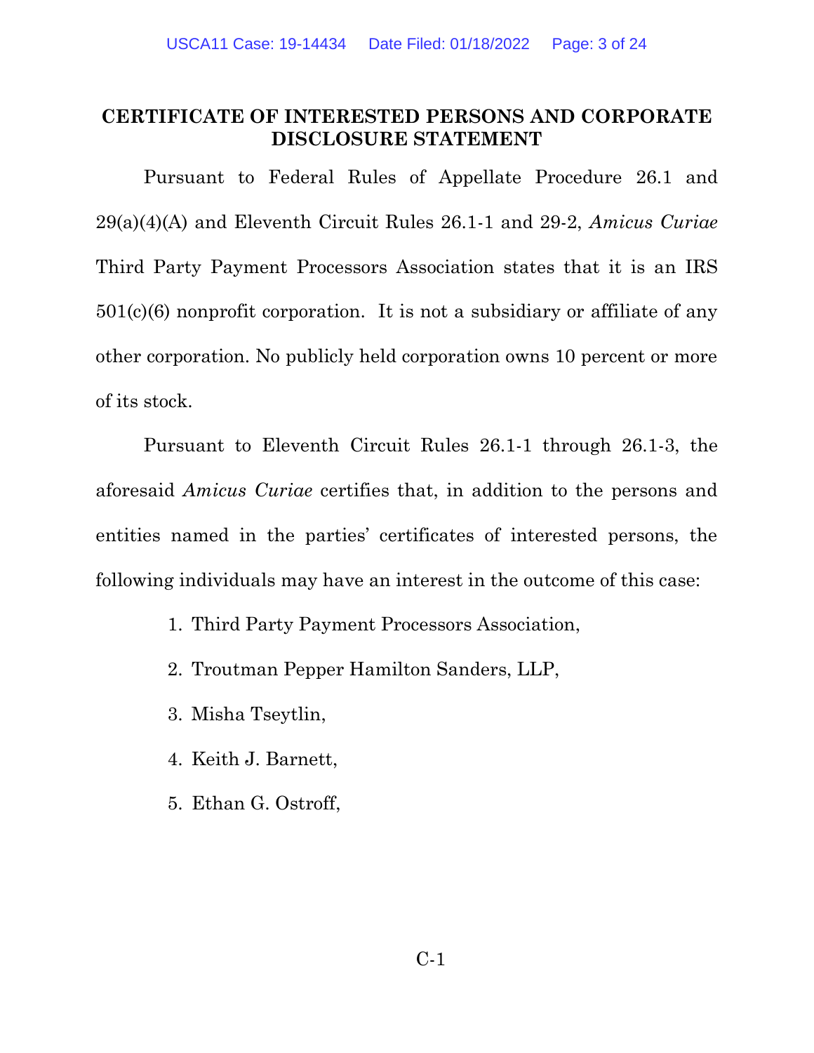## CERTIFICATE OF INTERESTED PERSONS AND CORPORATE DISCLOSURE STATEMENT

Pursuant to Federal Rules of Appellate Procedure 26.1 and 29(a)(4)(A) and Eleventh Circuit Rules 26.1-1 and 29-2, *Amicus Curiae* Third Party Payment Processors Association states that it is an IRS 501(c)(6) nonprofit corporation. It is not a subsidiary or affiliate of any other corporation. No publicly held corporation owns 10 percent or more of its stock.

Pursuant to Eleventh Circuit Rules 26.1-1 through 26.1-3, the aforesaid *Amicus Curiae* certifies that, in addition to the persons and entities named in the parties' certificates of interested persons, the following individuals may have an interest in the outcome of this case:

1. Third Party Payment Processors Association,
2. Troutman Pepper Hamilton Sanders, LLP,
3. Misha Tseytlin,
4. Keith J. Barnett,
5. Ethan G. Ostroff,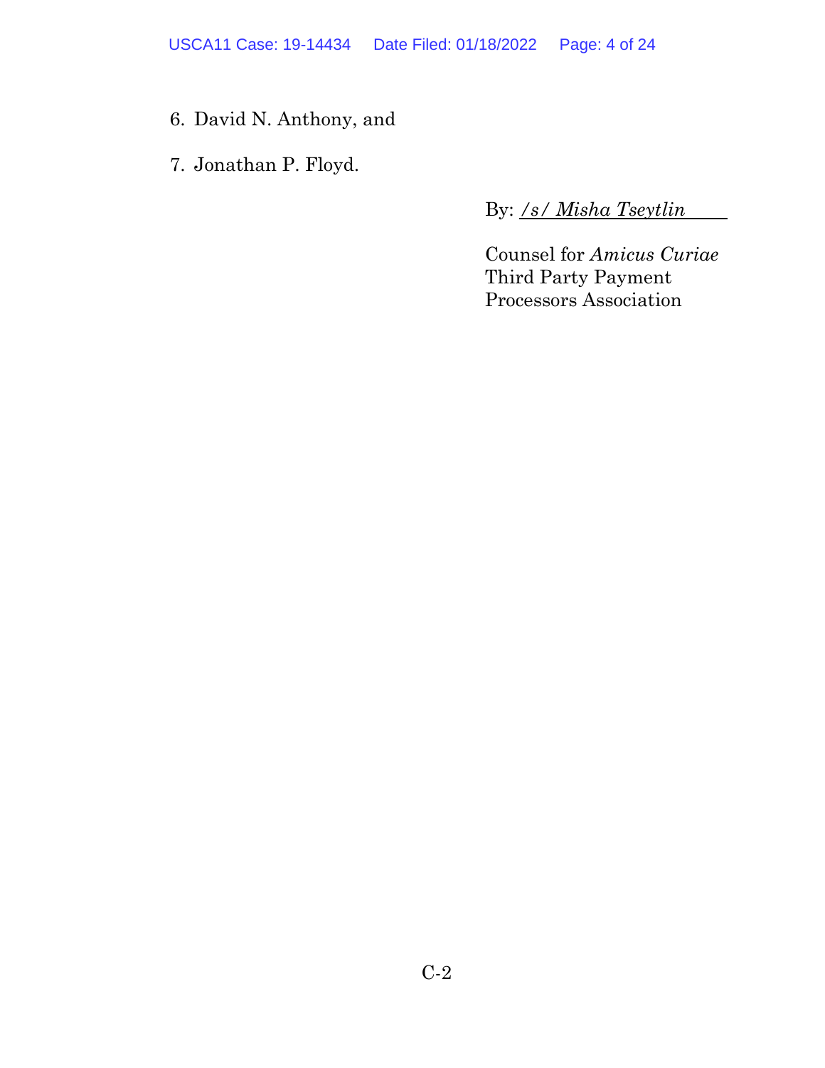6. David N. Anthony, and

7. Jonathan P. Floyd.

By: */s/ Misha Tseytlin*

Counsel for *Amicus Curiae*
Third Party Payment
Processors Association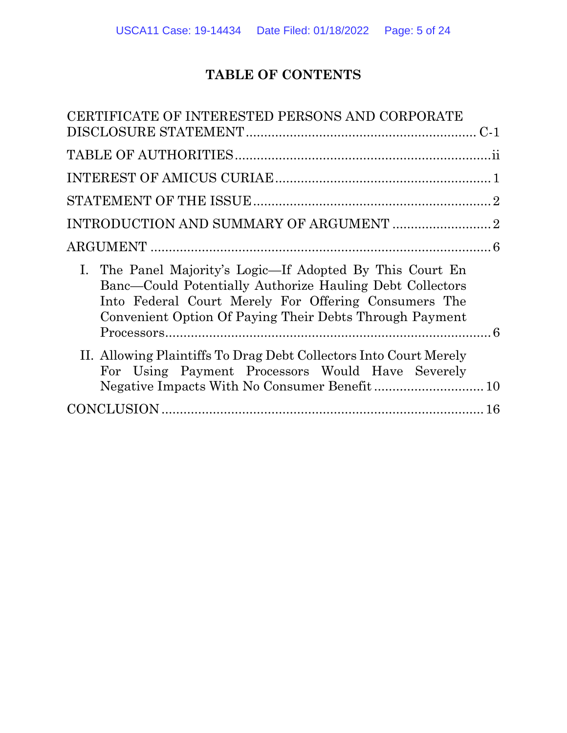# TABLE OF CONTENTS

CERTIFICATE OF INTERESTED PERSONS AND CORPORATE DISCLOSURE STATEMENT ............................................................ C-1

TABLE OF AUTHORITIES ....................................................................ii

INTEREST OF AMICUS CURIAE ........................................................ 1

STATEMENT OF THE ISSUE ............................................................... 2

INTRODUCTION AND SUMMARY OF ARGUMENT ........................... 2

ARGUMENT ........................................................................................... 6

I. The Panel Majority's Logic—If Adopted By This Court En Banc—Could Potentially Authorize Hauling Debt Collectors Into Federal Court Merely For Offering Consumers The Convenient Option Of Paying Their Debts Through Payment Processors ........................................................................................ 6

II. Allowing Plaintiffs To Drag Debt Collectors Into Court Merely For Using Payment Processors Would Have Severely Negative Impacts With No Consumer Benefit ............................. 10

CONCLUSION ...................................................................................... 16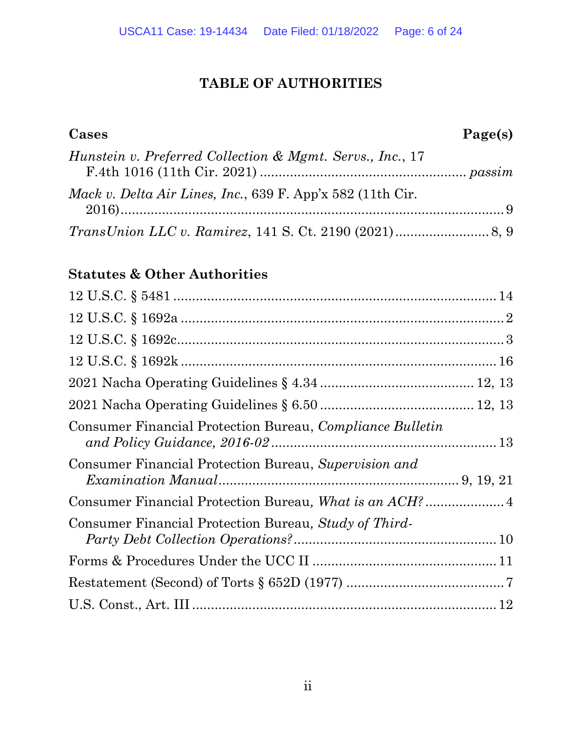# TABLE OF AUTHORITIES

| Cases | Page(s) |
|---|---|
| *Hunstein v. Preferred Collection & Mgmt. Servs., Inc.*, 17 F.4th 1016 (11th Cir. 2021) | *passim* |
| *Mack v. Delta Air Lines, Inc.*, 639 F. App'x 582 (11th Cir. 2016) | 9 |
| *TransUnion LLC v. Ramirez*, 141 S. Ct. 2190 (2021) | 8, 9 |

| Statutes & Other Authorities | |
|---|---|
| 12 U.S.C. § 5481 | 14 |
| 12 U.S.C. § 1692a | 2 |
| 12 U.S.C. § 1692c | 3 |
| 12 U.S.C. § 1692k | 16 |
| 2021 Nacha Operating Guidelines § 4.34 | 12, 13 |
| 2021 Nacha Operating Guidelines § 6.50 | 12, 13 |
| Consumer Financial Protection Bureau, *Compliance Bulletin and Policy Guidance, 2016-02* | 13 |
| Consumer Financial Protection Bureau, *Supervision and Examination Manual* | 9, 19, 21 |
| Consumer Financial Protection Bureau*, What is an ACH?* | 4 |
| Consumer Financial Protection Bureau*, Study of Third-Party Debt Collection Operations?* | 10 |
| Forms & Procedures Under the UCC II | 11 |
| Restatement (Second) of Torts § 652D (1977) | 7 |
| U.S. Const., Art. III | 12 |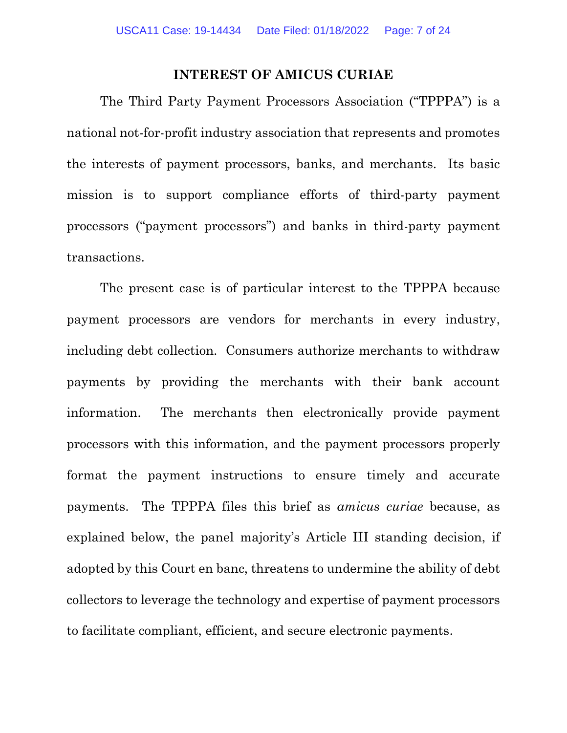## INTEREST OF AMICUS CURIAE

The Third Party Payment Processors Association ("TPPPA") is a national not-for-profit industry association that represents and promotes the interests of payment processors, banks, and merchants. Its basic mission is to support compliance efforts of third-party payment processors ("payment processors") and banks in third-party payment transactions.

The present case is of particular interest to the TPPPA because payment processors are vendors for merchants in every industry, including debt collection. Consumers authorize merchants to withdraw payments by providing the merchants with their bank account information. The merchants then electronically provide payment processors with this information, and the payment processors properly format the payment instructions to ensure timely and accurate payments. The TPPPA files this brief as *amicus curiae* because, as explained below, the panel majority's Article III standing decision, if adopted by this Court en banc, threatens to undermine the ability of debt collectors to leverage the technology and expertise of payment processors to facilitate compliant, efficient, and secure electronic payments.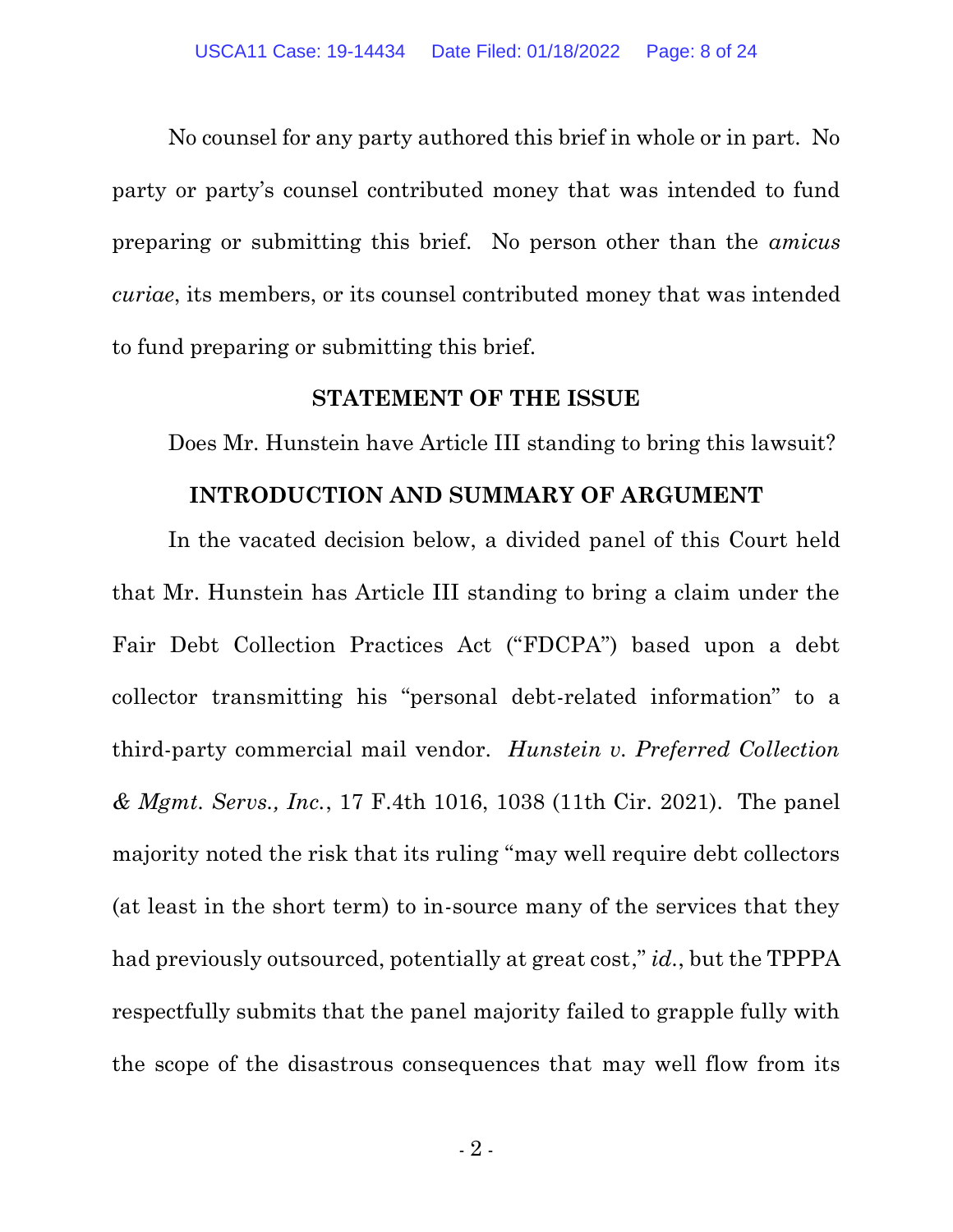No counsel for any party authored this brief in whole or in part. No party or party's counsel contributed money that was intended to fund preparing or submitting this brief. No person other than the *amicus curiae*, its members, or its counsel contributed money that was intended to fund preparing or submitting this brief.

## STATEMENT OF THE ISSUE

Does Mr. Hunstein have Article III standing to bring this lawsuit?

## INTRODUCTION AND SUMMARY OF ARGUMENT

In the vacated decision below, a divided panel of this Court held that Mr. Hunstein has Article III standing to bring a claim under the Fair Debt Collection Practices Act ("FDCPA") based upon a debt collector transmitting his "personal debt-related information" to a third-party commercial mail vendor. *Hunstein v. Preferred Collection & Mgmt. Servs., Inc.*, 17 F.4th 1016, 1038 (11th Cir. 2021). The panel majority noted the risk that its ruling "may well require debt collectors (at least in the short term) to in-source many of the services that they had previously outsourced, potentially at great cost," *id.*, but the TPPPA respectfully submits that the panel majority failed to grapple fully with the scope of the disastrous consequences that may well flow from its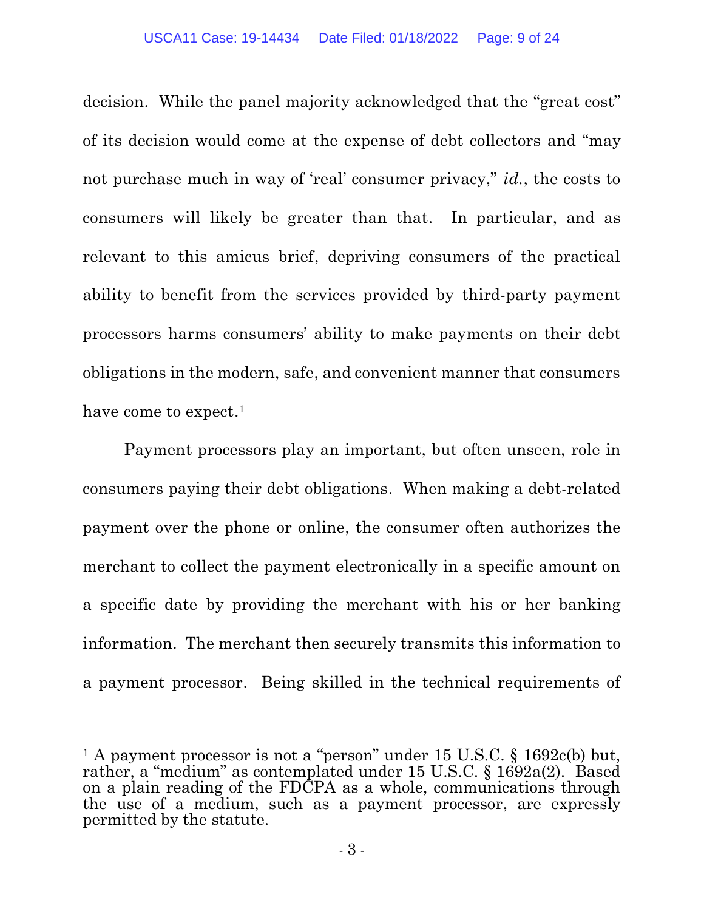decision. While the panel majority acknowledged that the "great cost" of its decision would come at the expense of debt collectors and "may not purchase much in way of 'real' consumer privacy," *id.*, the costs to consumers will likely be greater than that. In particular, and as relevant to this amicus brief, depriving consumers of the practical ability to benefit from the services provided by third-party payment processors harms consumers' ability to make payments on their debt obligations in the modern, safe, and convenient manner that consumers have come to expect.[1]

Payment processors play an important, but often unseen, role in consumers paying their debt obligations. When making a debt-related payment over the phone or online, the consumer often authorizes the merchant to collect the payment electronically in a specific amount on a specific date by providing the merchant with his or her banking information. The merchant then securely transmits this information to a payment processor. Being skilled in the technical requirements of

---

[1] A payment processor is not a "person" under 15 U.S.C. § 1692c(b) but, rather, a "medium" as contemplated under 15 U.S.C. § 1692a(2). Based on a plain reading of the FDCPA as a whole, communications through the use of a medium, such as a payment processor, are expressly permitted by the statute.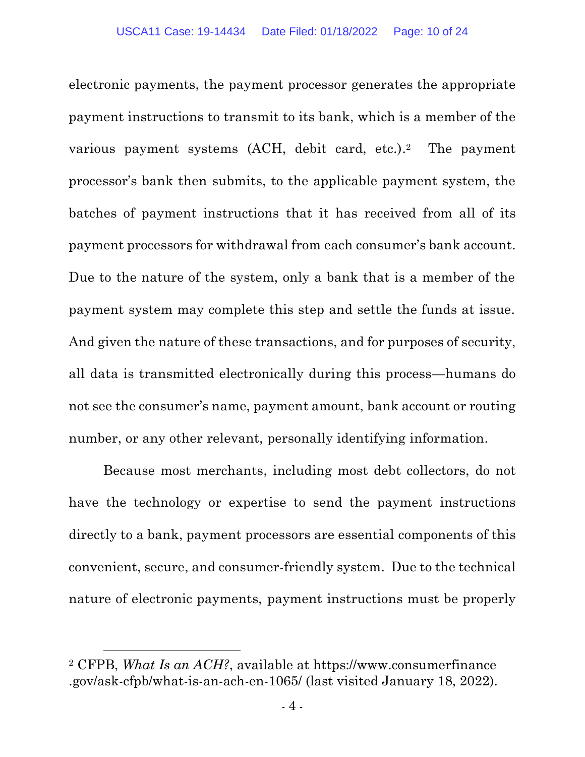electronic payments, the payment processor generates the appropriate payment instructions to transmit to its bank, which is a member of the various payment systems (ACH, debit card, etc.).[2] The payment processor's bank then submits, to the applicable payment system, the batches of payment instructions that it has received from all of its payment processors for withdrawal from each consumer's bank account. Due to the nature of the system, only a bank that is a member of the payment system may complete this step and settle the funds at issue. And given the nature of these transactions, and for purposes of security, all data is transmitted electronically during this process—humans do not see the consumer's name, payment amount, bank account or routing number, or any other relevant, personally identifying information.

Because most merchants, including most debt collectors, do not have the technology or expertise to send the payment instructions directly to a bank, payment processors are essential components of this convenient, secure, and consumer-friendly system. Due to the technical nature of electronic payments, payment instructions must be properly

---

[2] CFPB, *What Is an ACH?*, available at https://www.consumerfinance.gov/ask-cfpb/what-is-an-ach-en-1065/ (last visited January 18, 2022).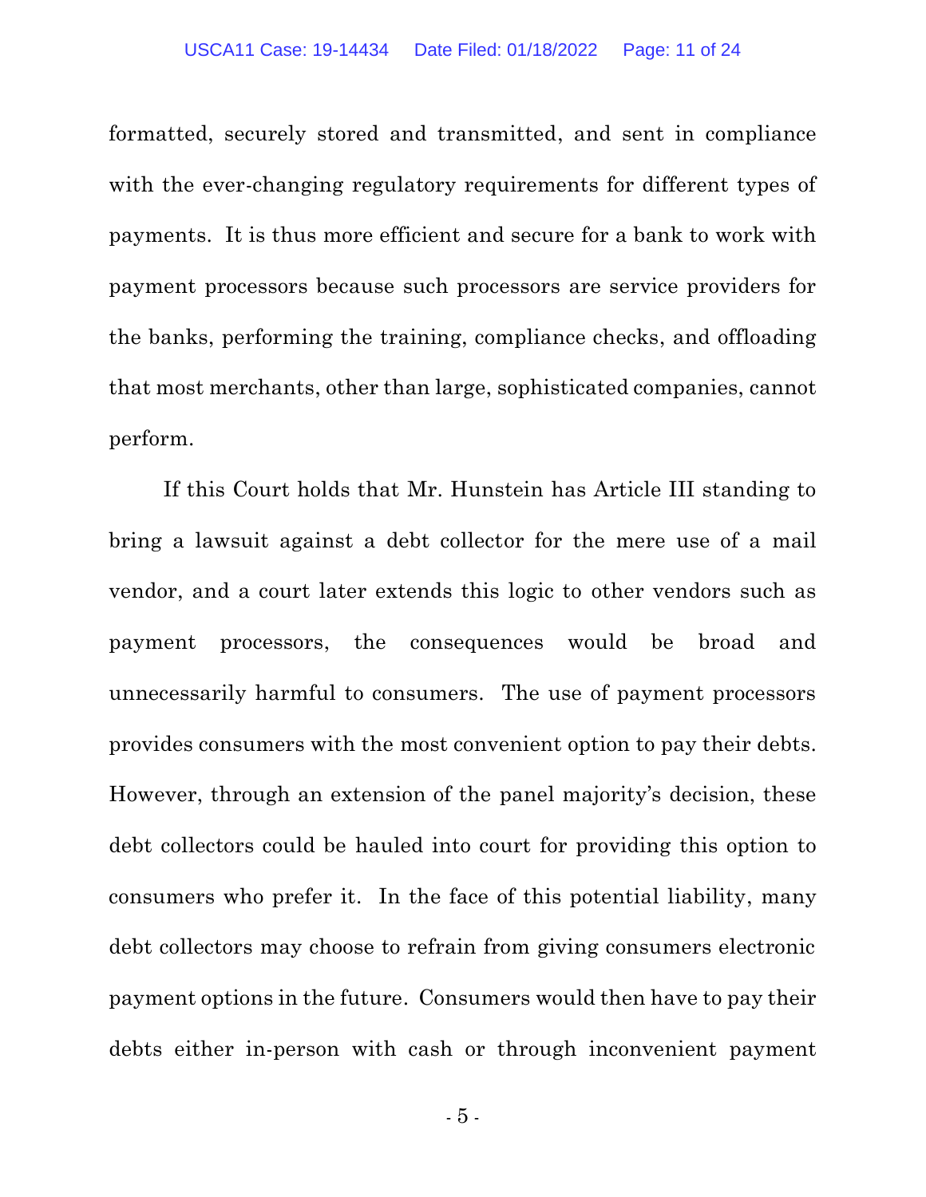formatted, securely stored and transmitted, and sent in compliance with the ever-changing regulatory requirements for different types of payments. It is thus more efficient and secure for a bank to work with payment processors because such processors are service providers for the banks, performing the training, compliance checks, and offloading that most merchants, other than large, sophisticated companies, cannot perform.

If this Court holds that Mr. Hunstein has Article III standing to bring a lawsuit against a debt collector for the mere use of a mail vendor, and a court later extends this logic to other vendors such as payment processors, the consequences would be broad and unnecessarily harmful to consumers. The use of payment processors provides consumers with the most convenient option to pay their debts. However, through an extension of the panel majority's decision, these debt collectors could be hauled into court for providing this option to consumers who prefer it. In the face of this potential liability, many debt collectors may choose to refrain from giving consumers electronic payment options in the future. Consumers would then have to pay their debts either in-person with cash or through inconvenient payment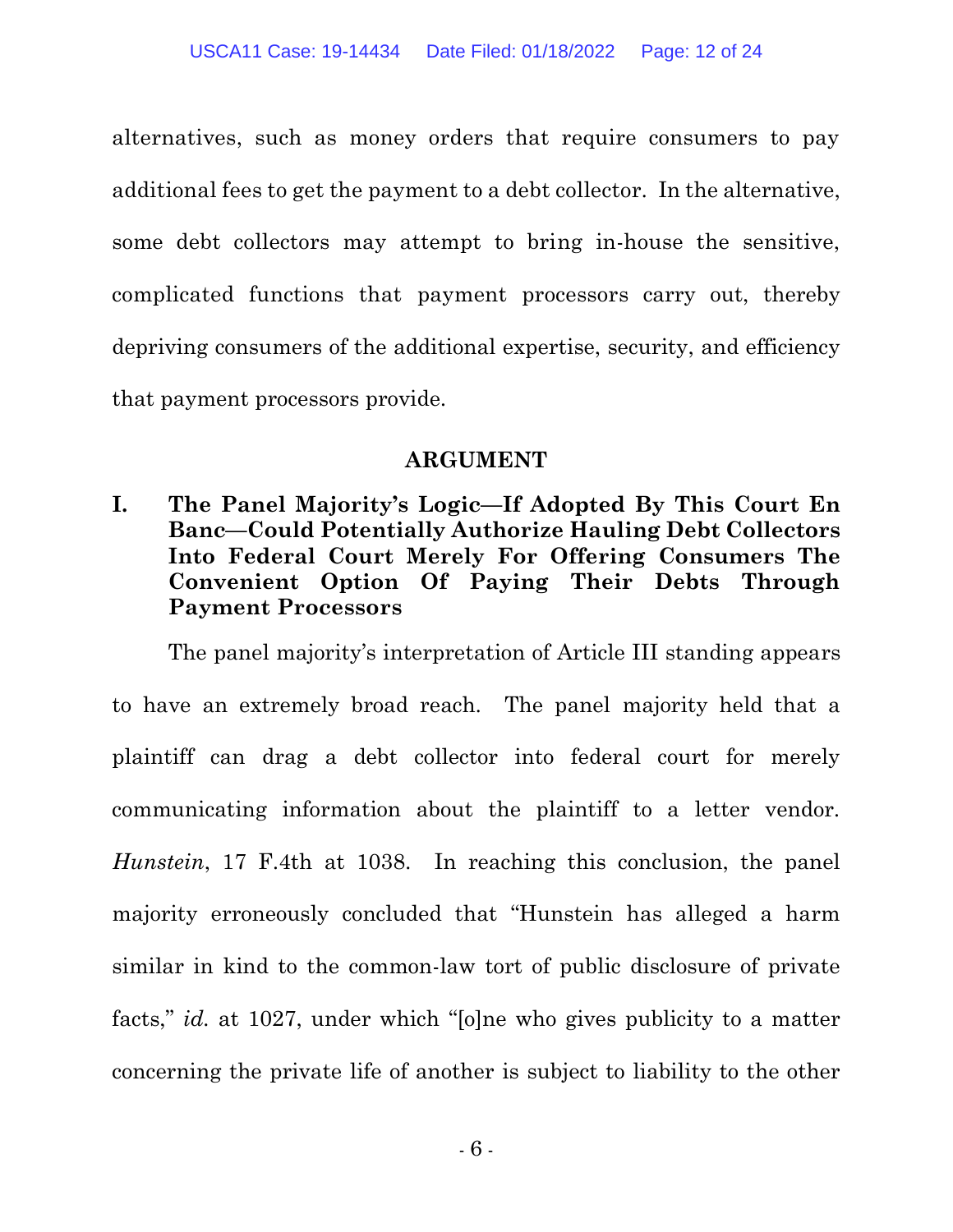alternatives, such as money orders that require consumers to pay additional fees to get the payment to a debt collector. In the alternative, some debt collectors may attempt to bring in-house the sensitive, complicated functions that payment processors carry out, thereby depriving consumers of the additional expertise, security, and efficiency that payment processors provide.

## ARGUMENT

### I. The Panel Majority's Logic—If Adopted By This Court En Banc—Could Potentially Authorize Hauling Debt Collectors Into Federal Court Merely For Offering Consumers The Convenient Option Of Paying Their Debts Through Payment Processors

The panel majority's interpretation of Article III standing appears to have an extremely broad reach. The panel majority held that a plaintiff can drag a debt collector into federal court for merely communicating information about the plaintiff to a letter vendor. *Hunstein*, 17 F.4th at 1038. In reaching this conclusion, the panel majority erroneously concluded that "Hunstein has alleged a harm similar in kind to the common-law tort of public disclosure of private facts," *id.* at 1027, under which "[o]ne who gives publicity to a matter concerning the private life of another is subject to liability to the other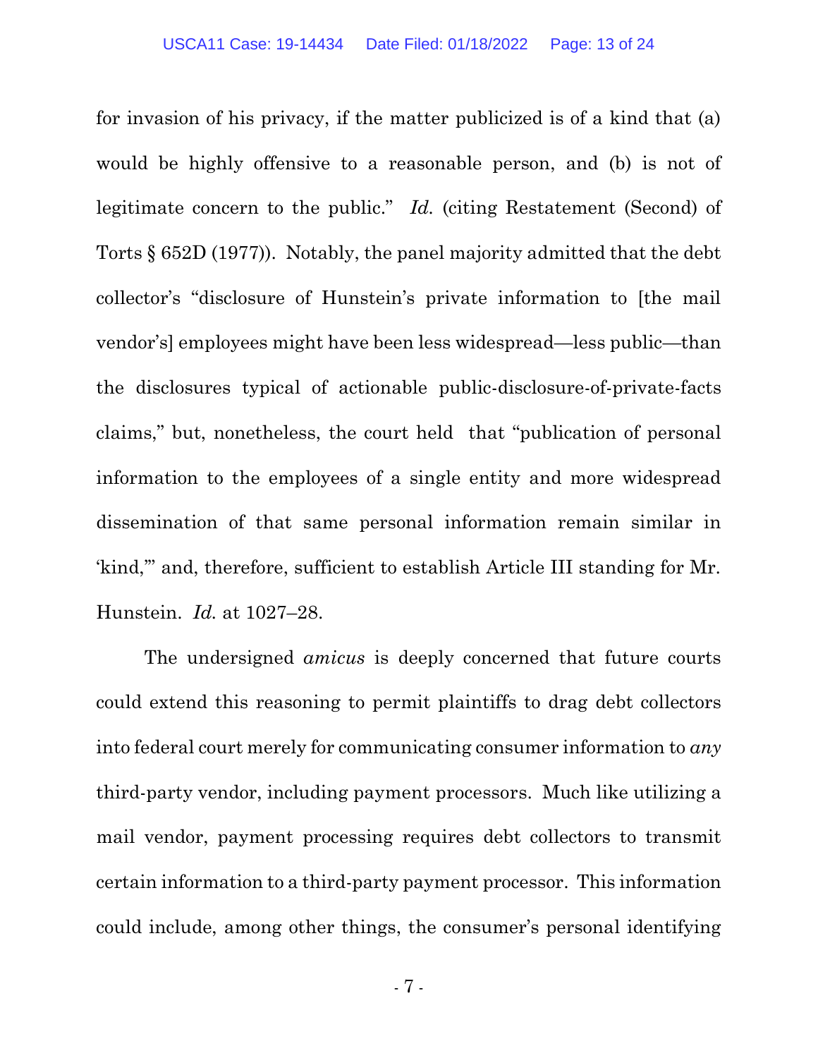for invasion of his privacy, if the matter publicized is of a kind that (a) would be highly offensive to a reasonable person, and (b) is not of legitimate concern to the public." *Id.* (citing Restatement (Second) of Torts § 652D (1977)). Notably, the panel majority admitted that the debt collector's "disclosure of Hunstein's private information to [the mail vendor's] employees might have been less widespread—less public—than the disclosures typical of actionable public-disclosure-of-private-facts claims," but, nonetheless, the court held that "publication of personal information to the employees of a single entity and more widespread dissemination of that same personal information remain similar in 'kind,'" and, therefore, sufficient to establish Article III standing for Mr. Hunstein. *Id.* at 1027–28.

The undersigned *amicus* is deeply concerned that future courts could extend this reasoning to permit plaintiffs to drag debt collectors into federal court merely for communicating consumer information to *any* third-party vendor, including payment processors. Much like utilizing a mail vendor, payment processing requires debt collectors to transmit certain information to a third-party payment processor. This information could include, among other things, the consumer's personal identifying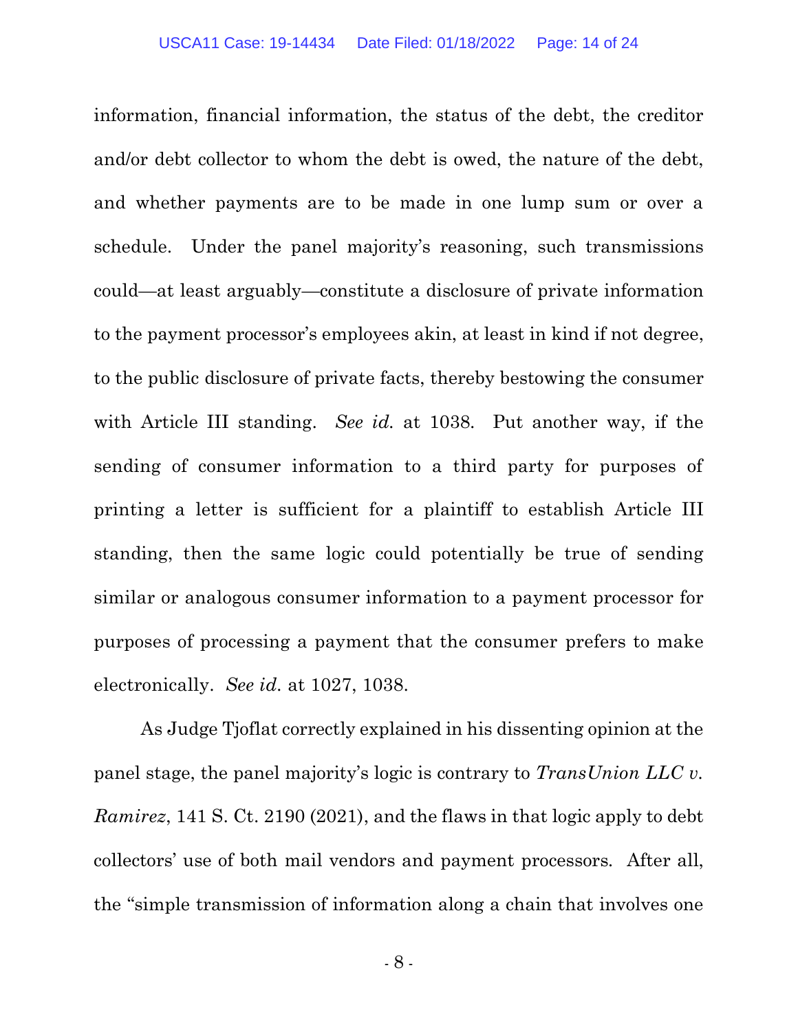information, financial information, the status of the debt, the creditor and/or debt collector to whom the debt is owed, the nature of the debt, and whether payments are to be made in one lump sum or over a schedule. Under the panel majority's reasoning, such transmissions could—at least arguably—constitute a disclosure of private information to the payment processor's employees akin, at least in kind if not degree, to the public disclosure of private facts, thereby bestowing the consumer with Article III standing. *See id.* at 1038. Put another way, if the sending of consumer information to a third party for purposes of printing a letter is sufficient for a plaintiff to establish Article III standing, then the same logic could potentially be true of sending similar or analogous consumer information to a payment processor for purposes of processing a payment that the consumer prefers to make electronically. *See id.* at 1027, 1038.

As Judge Tjoflat correctly explained in his dissenting opinion at the panel stage, the panel majority's logic is contrary to *TransUnion LLC v. Ramirez*, 141 S. Ct. 2190 (2021), and the flaws in that logic apply to debt collectors' use of both mail vendors and payment processors. After all, the "simple transmission of information along a chain that involves one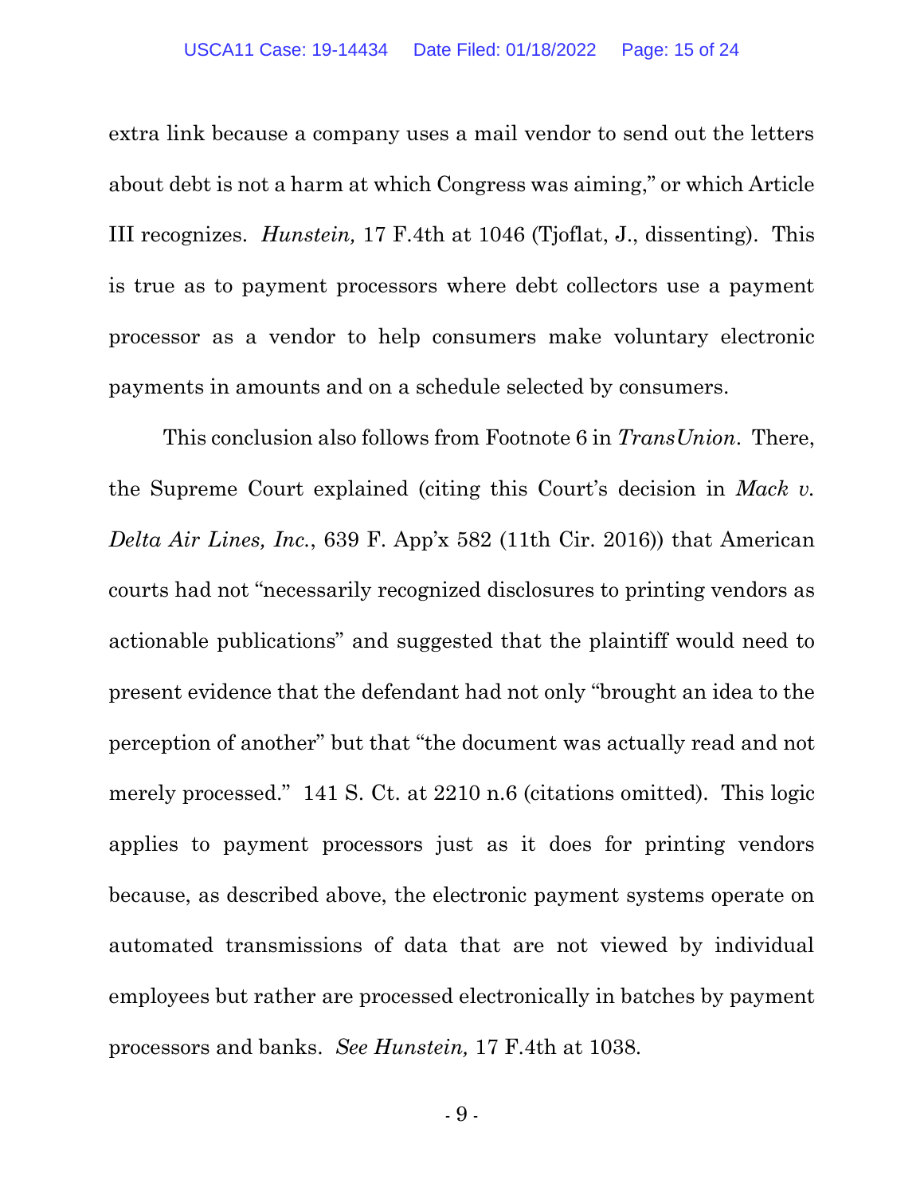extra link because a company uses a mail vendor to send out the letters about debt is not a harm at which Congress was aiming," or which Article III recognizes. *Hunstein,* 17 F.4th at 1046 (Tjoflat, J., dissenting). This is true as to payment processors where debt collectors use a payment processor as a vendor to help consumers make voluntary electronic payments in amounts and on a schedule selected by consumers.

This conclusion also follows from Footnote 6 in *TransUnion*. There, the Supreme Court explained (citing this Court's decision in *Mack v. Delta Air Lines, Inc.*, 639 F. App'x 582 (11th Cir. 2016)) that American courts had not "necessarily recognized disclosures to printing vendors as actionable publications" and suggested that the plaintiff would need to present evidence that the defendant had not only "brought an idea to the perception of another" but that "the document was actually read and not merely processed." 141 S. Ct. at 2210 n.6 (citations omitted). This logic applies to payment processors just as it does for printing vendors because, as described above, the electronic payment systems operate on automated transmissions of data that are not viewed by individual employees but rather are processed electronically in batches by payment processors and banks. *See Hunstein,* 17 F.4th at 1038.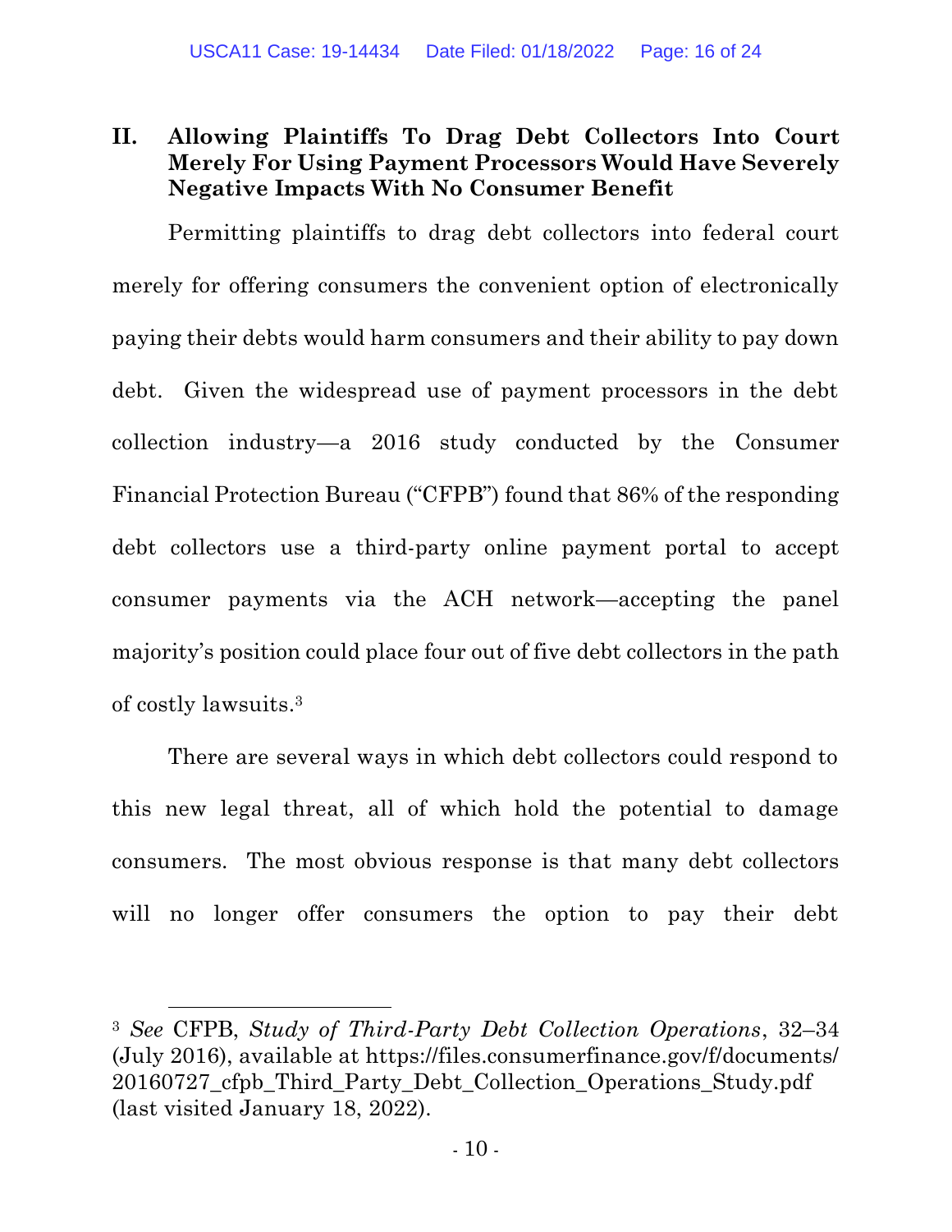## II. Allowing Plaintiffs To Drag Debt Collectors Into Court Merely For Using Payment Processors Would Have Severely Negative Impacts With No Consumer Benefit

Permitting plaintiffs to drag debt collectors into federal court merely for offering consumers the convenient option of electronically paying their debts would harm consumers and their ability to pay down debt. Given the widespread use of payment processors in the debt collection industry—a 2016 study conducted by the Consumer Financial Protection Bureau ("CFPB") found that 86% of the responding debt collectors use a third-party online payment portal to accept consumer payments via the ACH network—accepting the panel majority's position could place four out of five debt collectors in the path of costly lawsuits.[3]

There are several ways in which debt collectors could respond to this new legal threat, all of which hold the potential to damage consumers. The most obvious response is that many debt collectors will no longer offer consumers the option to pay their debt

---

[3] *See* CFPB, *Study of Third-Party Debt Collection Operations*, 32–34 (July 2016), available at https://files.consumerfinance.gov/f/documents/20160727_cfpb_Third_Party_Debt_Collection_Operations_Study.pdf (last visited January 18, 2022).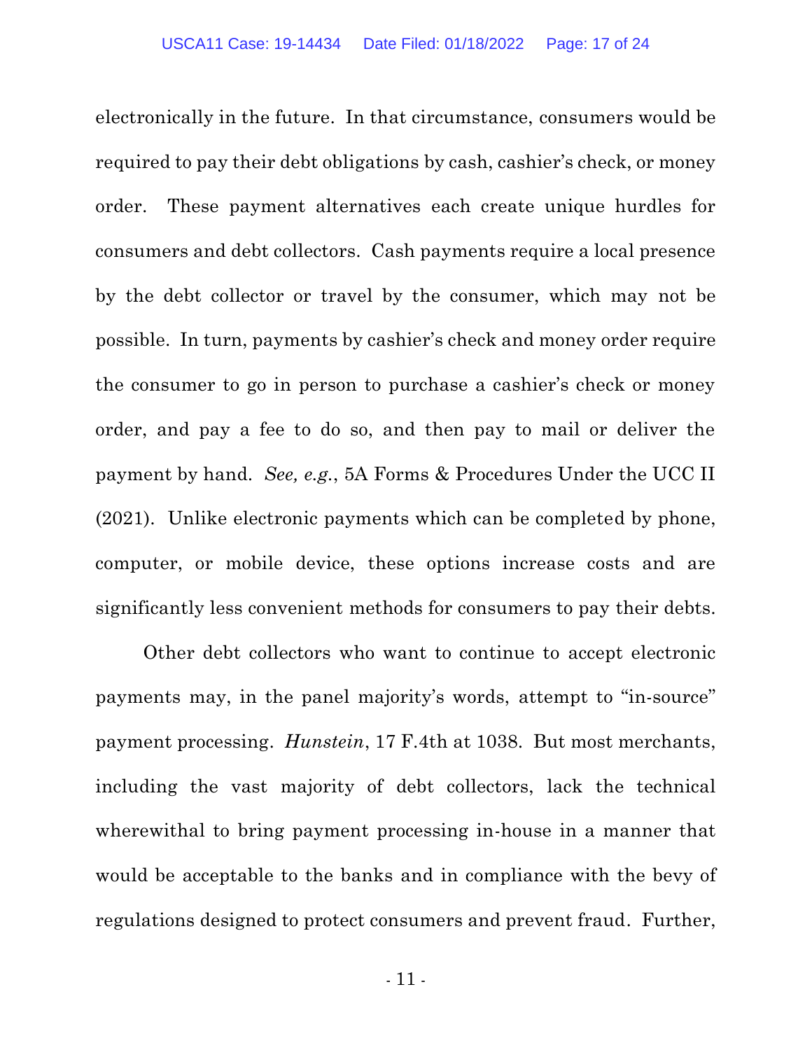electronically in the future. In that circumstance, consumers would be required to pay their debt obligations by cash, cashier's check, or money order. These payment alternatives each create unique hurdles for consumers and debt collectors. Cash payments require a local presence by the debt collector or travel by the consumer, which may not be possible. In turn, payments by cashier's check and money order require the consumer to go in person to purchase a cashier's check or money order, and pay a fee to do so, and then pay to mail or deliver the payment by hand. *See, e.g.*, 5A Forms & Procedures Under the UCC II (2021). Unlike electronic payments which can be completed by phone, computer, or mobile device, these options increase costs and are significantly less convenient methods for consumers to pay their debts.

Other debt collectors who want to continue to accept electronic payments may, in the panel majority's words, attempt to "in-source" payment processing. *Hunstein*, 17 F.4th at 1038. But most merchants, including the vast majority of debt collectors, lack the technical wherewithal to bring payment processing in-house in a manner that would be acceptable to the banks and in compliance with the bevy of regulations designed to protect consumers and prevent fraud. Further,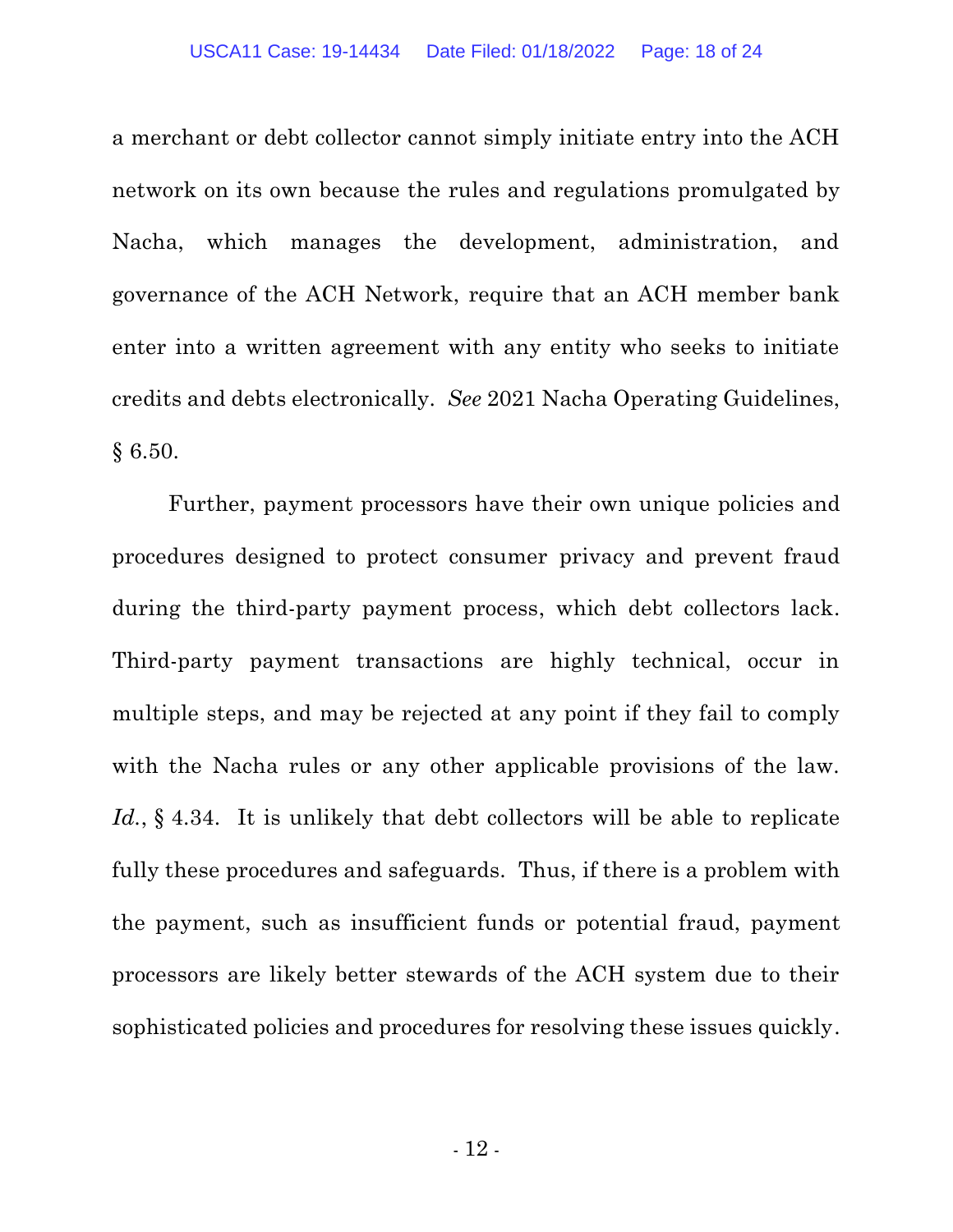a merchant or debt collector cannot simply initiate entry into the ACH network on its own because the rules and regulations promulgated by Nacha, which manages the development, administration, and governance of the ACH Network, require that an ACH member bank enter into a written agreement with any entity who seeks to initiate credits and debts electronically. *See* 2021 Nacha Operating Guidelines, § 6.50.

Further, payment processors have their own unique policies and procedures designed to protect consumer privacy and prevent fraud during the third-party payment process, which debt collectors lack. Third-party payment transactions are highly technical, occur in multiple steps, and may be rejected at any point if they fail to comply with the Nacha rules or any other applicable provisions of the law. *Id.*, § 4.34. It is unlikely that debt collectors will be able to replicate fully these procedures and safeguards. Thus, if there is a problem with the payment, such as insufficient funds or potential fraud, payment processors are likely better stewards of the ACH system due to their sophisticated policies and procedures for resolving these issues quickly.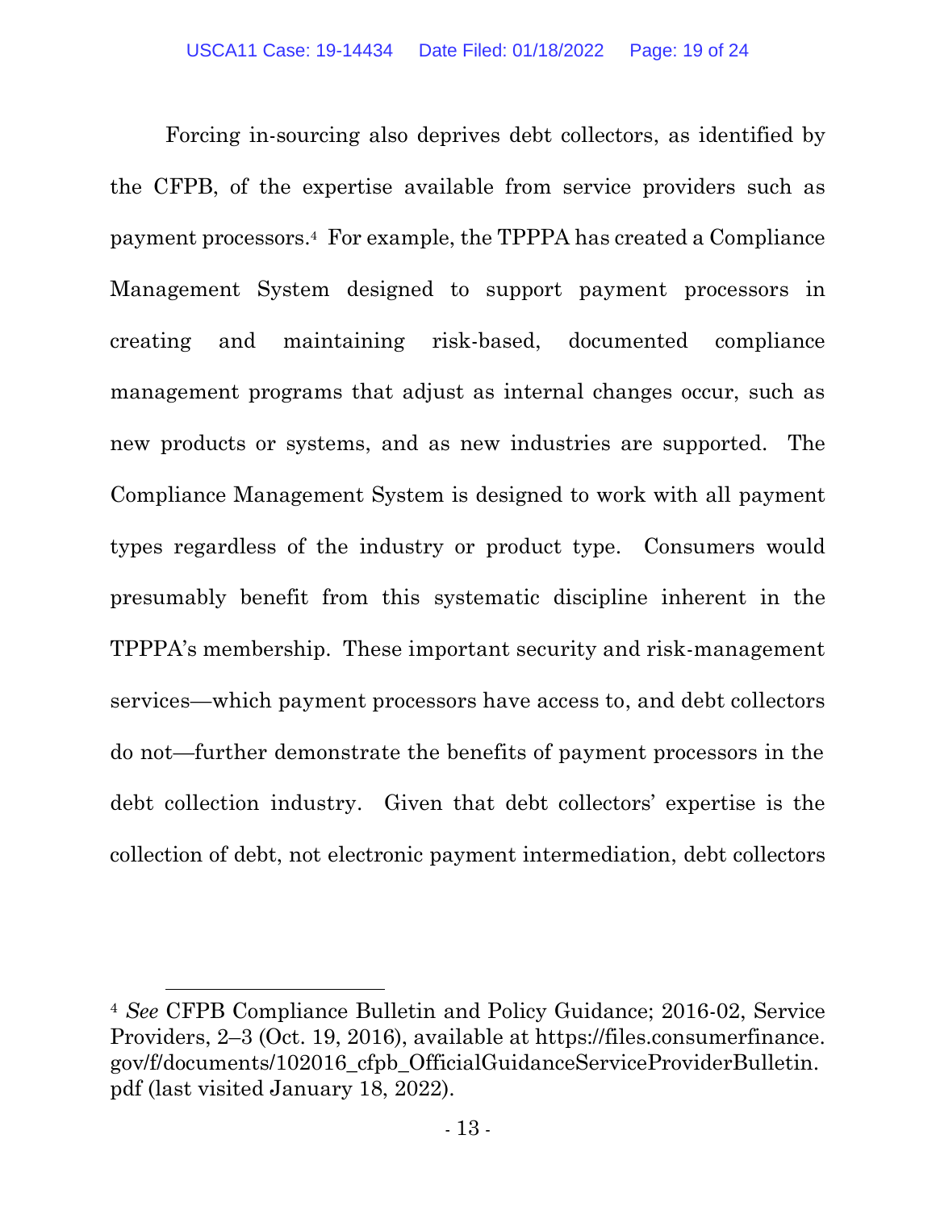Forcing in-sourcing also deprives debt collectors, as identified by the CFPB, of the expertise available from service providers such as payment processors.[4] For example, the TPPPA has created a Compliance Management System designed to support payment processors in creating and maintaining risk-based, documented compliance management programs that adjust as internal changes occur, such as new products or systems, and as new industries are supported. The Compliance Management System is designed to work with all payment types regardless of the industry or product type. Consumers would presumably benefit from this systematic discipline inherent in the TPPPA's membership. These important security and risk-management services—which payment processors have access to, and debt collectors do not—further demonstrate the benefits of payment processors in the debt collection industry. Given that debt collectors' expertise is the collection of debt, not electronic payment intermediation, debt collectors

---

[4] *See* CFPB Compliance Bulletin and Policy Guidance; 2016-02, Service Providers, 2–3 (Oct. 19, 2016), available at https://files.consumerfinance.gov/f/documents/102016_cfpb_OfficialGuidanceServiceProviderBulletin.pdf (last visited January 18, 2022).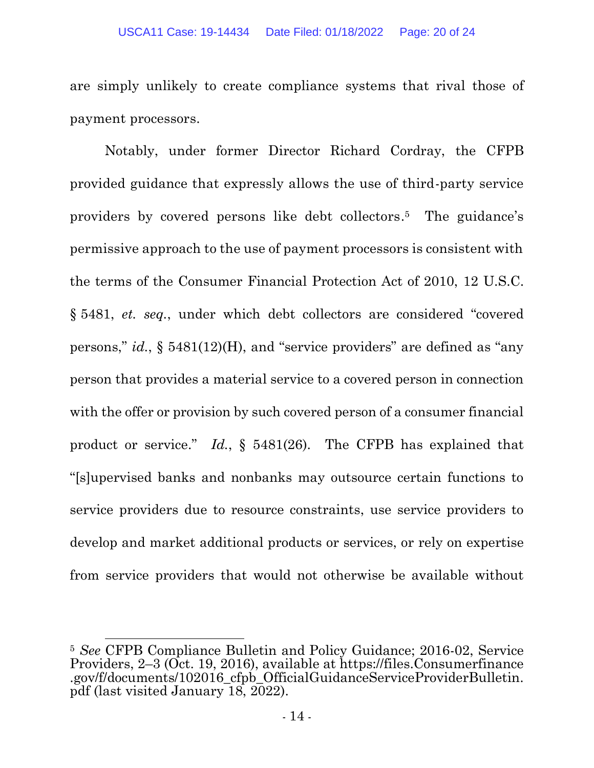are simply unlikely to create compliance systems that rival those of payment processors.

Notably, under former Director Richard Cordray, the CFPB provided guidance that expressly allows the use of third-party service providers by covered persons like debt collectors.[5] The guidance's permissive approach to the use of payment processors is consistent with the terms of the Consumer Financial Protection Act of 2010, 12 U.S.C. § 5481, *et. seq.*, under which debt collectors are considered "covered persons," *id.*, § 5481(12)(H), and "service providers" are defined as "any person that provides a material service to a covered person in connection with the offer or provision by such covered person of a consumer financial product or service." *Id.*, § 5481(26). The CFPB has explained that "[s]upervised banks and nonbanks may outsource certain functions to service providers due to resource constraints, use service providers to develop and market additional products or services, or rely on expertise from service providers that would not otherwise be available without

---

[5] *See* CFPB Compliance Bulletin and Policy Guidance; 2016-02, Service Providers, 2–3 (Oct. 19, 2016), available at https://files.Consumerfinance.gov/f/documents/102016_cfpb_OfficialGuidanceServiceProviderBulletin.pdf (last visited January 18, 2022).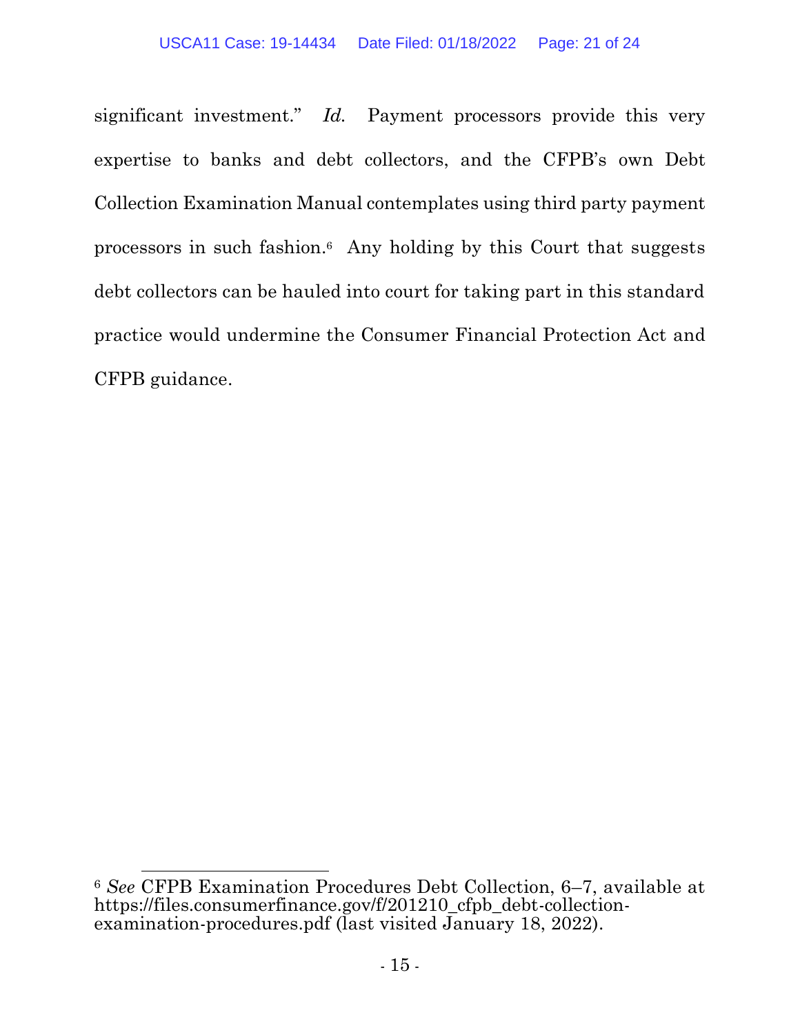significant investment." *Id.* Payment processors provide this very expertise to banks and debt collectors, and the CFPB's own Debt Collection Examination Manual contemplates using third party payment processors in such fashion.[6] Any holding by this Court that suggests debt collectors can be hauled into court for taking part in this standard practice would undermine the Consumer Financial Protection Act and CFPB guidance.

---

[6] *See* CFPB Examination Procedures Debt Collection, 6–7, available at https://files.consumerfinance.gov/f/201210_cfpb_debt-collection-examination-procedures.pdf (last visited January 18, 2022).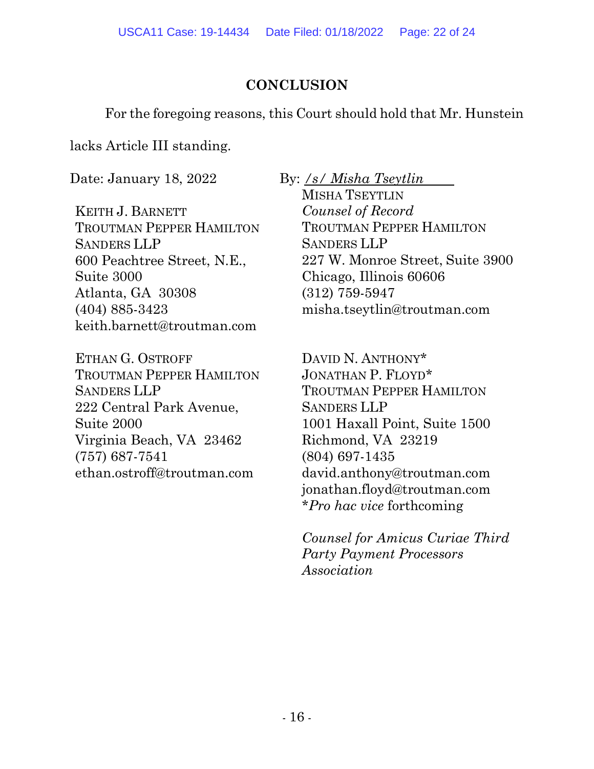## CONCLUSION

For the foregoing reasons, this Court should hold that Mr. Hunstein lacks Article III standing.

Date: January 18, 2022

By: /s/ Misha Tseytlin

MISHA TSEYTLIN
*Counsel of Record*
TROUTMAN PEPPER HAMILTON SANDERS LLP
227 W. Monroe Street, Suite 3900
Chicago, Illinois 60606
(312) 759-5947
misha.tseytlin@troutman.com

KEITH J. BARNETT
TROUTMAN PEPPER HAMILTON SANDERS LLP
600 Peachtree Street, N.E., Suite 3000
Atlanta, GA 30308
(404) 885-3423
keith.barnett@troutman.com

ETHAN G. OSTROFF
TROUTMAN PEPPER HAMILTON SANDERS LLP
222 Central Park Avenue, Suite 2000
Virginia Beach, VA 23462
(757) 687-7541
ethan.ostroff@troutman.com

DAVID N. ANTHONY*
JONATHAN P. FLOYD*
TROUTMAN PEPPER HAMILTON SANDERS LLP
1001 Haxall Point, Suite 1500
Richmond, VA 23219
(804) 697-1435
david.anthony@troutman.com
jonathan.floyd@troutman.com
**Pro hac vice* forthcoming

*Counsel for Amicus Curiae Third Party Payment Processors Association*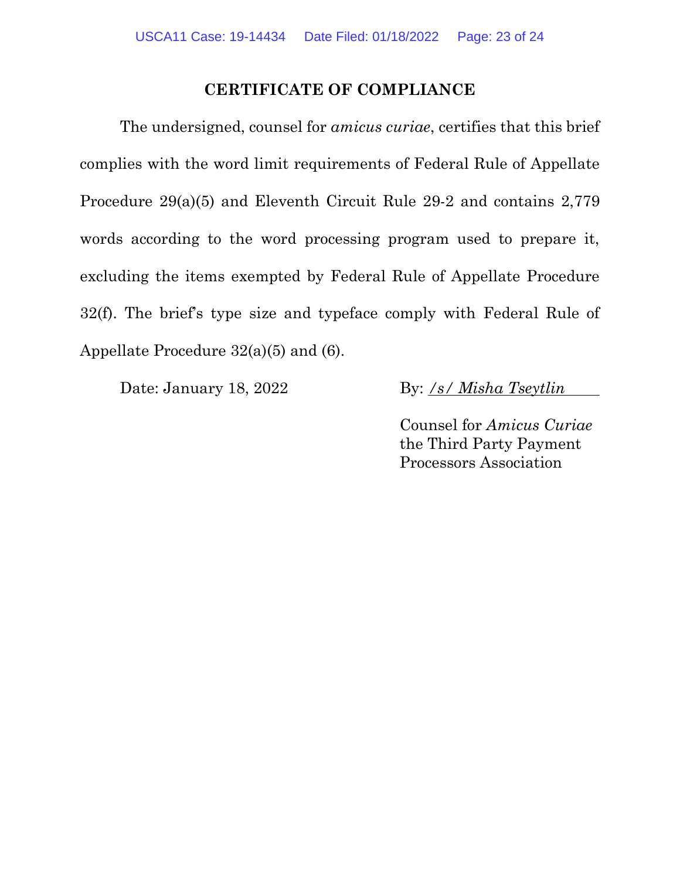## CERTIFICATE OF COMPLIANCE

The undersigned, counsel for *amicus curiae*, certifies that this brief complies with the word limit requirements of Federal Rule of Appellate Procedure 29(a)(5) and Eleventh Circuit Rule 29-2 and contains 2,779 words according to the word processing program used to prepare it, excluding the items exempted by Federal Rule of Appellate Procedure 32(f). The brief's type size and typeface comply with Federal Rule of Appellate Procedure 32(a)(5) and (6).

Date: January 18, 2022

By: */s/ Misha Tseytlin*

Counsel for *Amicus Curiae* the Third Party Payment Processors Association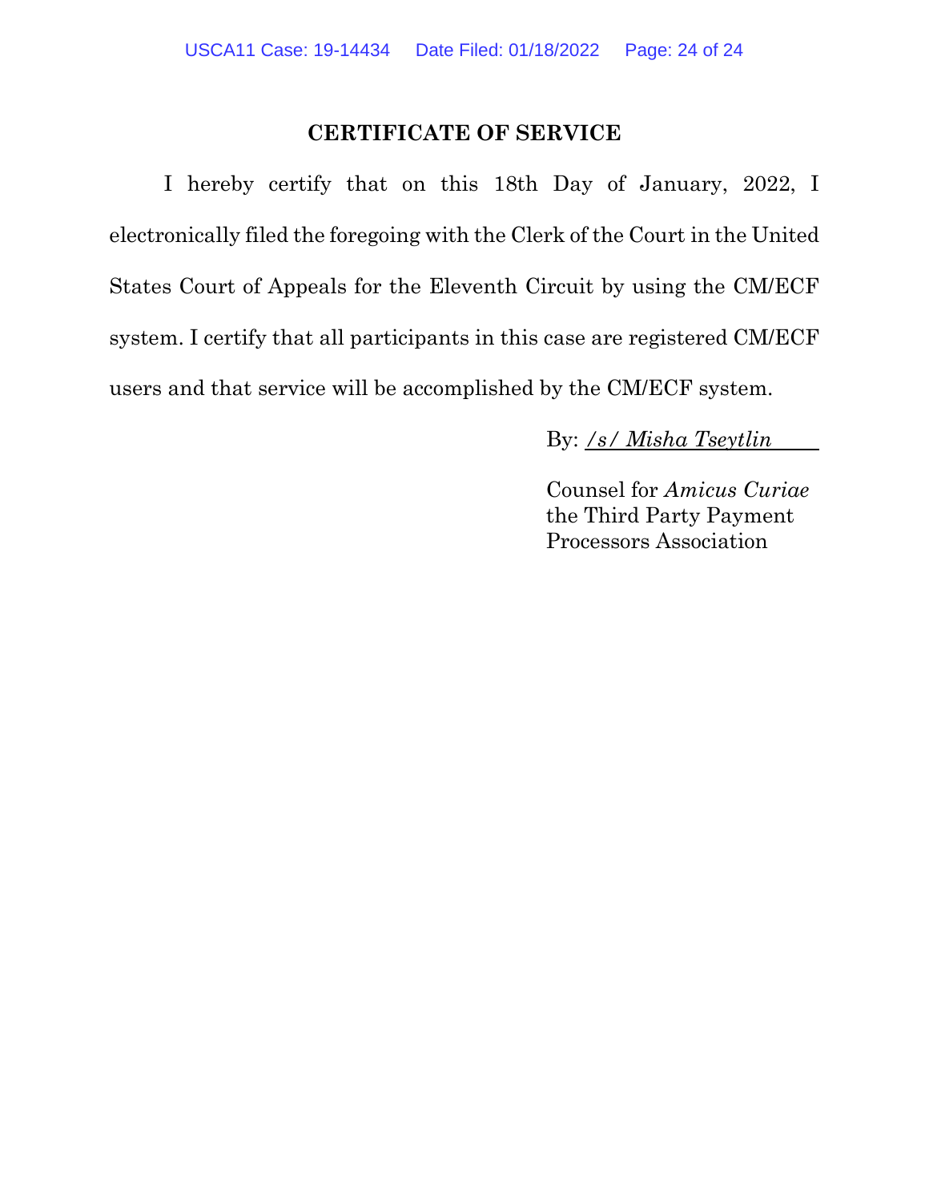## CERTIFICATE OF SERVICE

I hereby certify that on this 18th Day of January, 2022, I electronically filed the foregoing with the Clerk of the Court in the United States Court of Appeals for the Eleventh Circuit by using the CM/ECF system. I certify that all participants in this case are registered CM/ECF users and that service will be accomplished by the CM/ECF system.

By: */s/ Misha Tseytlin*

Counsel for *Amicus Curiae*
the Third Party Payment
Processors Association